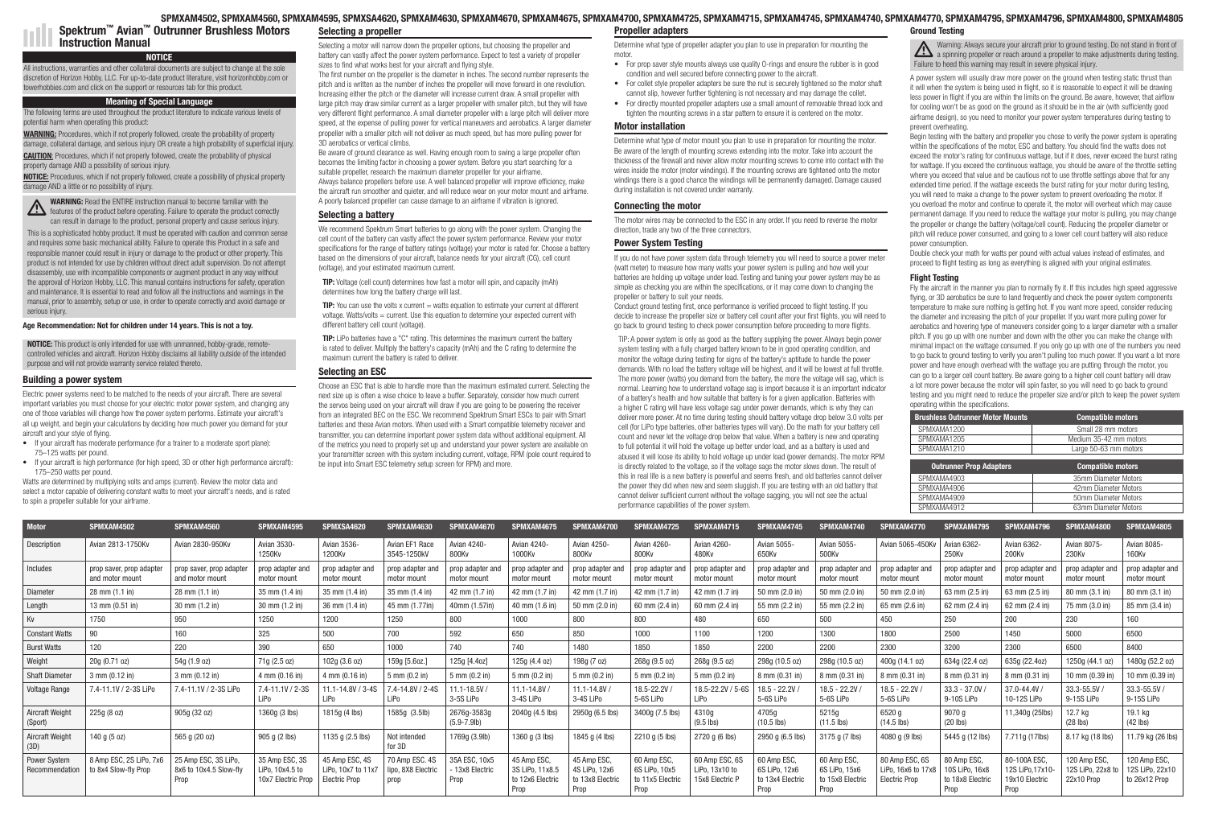SPMXAM4502, SPMXAM4560, SPMXAM4595, SPMXSA4620, SPMXAM4630, SPMXAM4670, SPMXAM4675, SPMXAM4700, SPMXAM4725, SPMXAM4715, SPMXAM4745, SPMXAM4740, SPMXAM4770, SPMXAM4795, SPMXAM4796, SPMXAM4800, SPMXAM4805

# Spektrum™ Avian™ Outrunner Brushless Motors Instruction Manual

## NOTICE

All instructions, warranties and other collateral documents are subject to change at the sole discretion of Horizon Hobby, LLC. For up-to-date product literature, visit horizonhobby.com or towerhobbies.com and click on the support or resources tab for this product.

### Meaning of Special Language

The following terms are used throughout the product literature to indicate various levels of potential harm when operating this product:

**WARNING:** Procedures, which if not properly followed, create the probability of property damage, collateral damage, and serious injury OR create a high probability of superficial injury.

**CAUTION:** Procedures, which if not properly followed, create the probability of physical property damage AND a possibility of serious injury.

**NOTICE:** Procedures, which if not properly followed, create a possibility of physical property damage AND a little or no possibility of injury.

**WARNING:** Read the ENTIRE instruction manual to become familiar with the features of the product before operating. Failure to operate the product correctly can result in damage to the product, personal property and cause serious injury.

This is a sophisticated hobby product. It must be operated with caution and common sense and requires some basic mechanical ability. Failure to operate this Product in a safe and responsible manner could result in injury or damage to the product or other property. This product is not intended for use by children without direct adult supervision. Do not attempt disassembly, use with incompatible components or augment product in any way without the approval of Horizon Hobby, LLC. This manual contains instructions for safety, operation and maintenance. It is essential to read and follow all the instructions and warnings in the manual, prior to assembly, setup or use, in order to operate correctly and avoid damage or serious injury.

**Age Recommendation: Not for children under 14 years. This is not a toy.**

**NOTICE:** This product is only intended for use with unmanned, hobby-grade, remote-controlled vehicles and aircraft. Horizon Hobby disclaims all liability outside of the intended purpose and will not provide warranty service related thereto.

## Building a power system

Electric power systems need to be matched to the needs of your aircraft. There are several important variables you must choose for your electric motor power system, and changing any one of those variables will change how the power system performs. Estimate your aircraft's all up weight, and begin your calculations by deciding how much power you demand for your aircraft and your style of flying.

- If your aircraft has moderate performance (for a trainer to a moderate sport plane): 75–125 watts per pound.
- If your aircraft is high performance (for high speed, 3D or other high performance aircraft): 175–250 watts per pound.

Watts are determined by multiplying volts and amps (current). Review the motor data and select a motor capable of delivering constant watts to meet your aircraft's needs, and is rated to spin a propeller suitable for your airframe.

## Selecting a propeller

Selecting a motor will narrow down the propeller options, but choosing the propeller and battery can vastly affect the power system performance. Expect to test a variety of propeller sizes to find what works best for your aircraft and flying style.

The first number on the propeller is the diameter in inches. The second number represents the pitch and is written as the number of inches the propeller will move forward in one revolution. Increasing either the pitch or the diameter will increase current draw. A small propeller with large pitch may draw similar current as a larger propeller with smaller pitch, but they will have very different flight performance. A small diameter propeller with a large pitch will deliver more speed, at the expense of pulling power for vertical maneuvers and aerobatics. A larger diameter propeller with a smaller pitch will not deliver as much speed, but has more pulling power for 3D aerobatics or vertical climbs.

Be aware of ground clearance as well. Having enough room to swing a large propeller often becomes the limiting factor in choosing a power system. Before you start searching for a suitable propeller, research the maximum diameter propeller for your airframe.

Always balance propellers before use. A well balanced propeller will improve efficiency, make the aircraft run smoother and quieter, and will reduce wear on your motor mount and airframe. A poorly balanced propeller can cause damage to an airframe if vibration is ignored.

## Selecting a battery

We recommend Spektrum Smart batteries to go along with the power system. Changing the cell count of the battery can vastly affect the power system performance. Review your motor specifications for the range of battery ratings (voltage) your motor is rated for. Choose a battery based on the dimensions of your aircraft, balance needs for your aircraft (CG), cell count (voltage), and your estimated maximum current.

**TIP:** Voltage (cell count) determines how fast a motor will spin, and capacity (mAh) determines how long the battery charge will last.

**TIP:** You can use the volts x current = watts equation to estimate your current at different voltage. Watts/volts = current. Use this equation to determine your expected current with different battery cell count (voltage).

**TIP:** LiPo batteries have a "C" rating. This determines the maximum current the battery is rated to deliver. Multiply the battery's capacity (mAh) and the C rating to determine the maximum current the battery is rated to deliver.

## Selecting an ESC

Choose an ESC that is able to handle more than the maximum estimated current. Selecting the next size up is often a wise choice to leave a buffer. Separately, consider how much current the servos being used on your aircraft will draw if you are going to be powering the receiver from an integrated BEC on the ESC. We recommend Spektrum Smart ESCs to pair with Smart batteries and these Avian motors. When used with a Smart compatible telemetry receiver and transmitter, you can determine important power system data without additional equipment. All of the metrics you need to properly set up and understand your power system are available on your transmitter screen with this system including current, voltage, RPM (pole count required to be input into Smart ESC telemetry setup screen for RPM) and more.

## Propeller adapters

Determine what type of propeller adapter you plan to use in preparation for mounting the motor.

- For prop saver style mounts always use quality O-rings and ensure the rubber is in good condition and well secured before connecting power to the aircraft.
- For collet style propeller adapters be sure the nut is securely tightened so the motor shaft cannot slip, however further tightening is not necessary and may damage the collet.
- For directly mounted propeller adapters use a small amount of removable thread lock and tighten the mounting screws in a star pattern to ensure it is centered on the motor.

## Motor installation

Determine what type of motor mount you plan to use in preparation for mounting the motor. Be aware of the length of mounting screws extending into the motor. Take into account the thickness of the firewall and never allow motor mounting screws to come into contact with the wires inside the motor (motor windings). If the mounting screws are tightened onto the motor windings there is a good chance the windings will be permanently damaged. Damage caused during installation is not covered under warranty.

## Connecting the motor

The motor wires may be connected to the ESC in any order. If you need to reverse the motor direction, trade any two of the three connectors.

## Power System Testing

If you do not have power system data through telemetry you will need to source a power meter (watt meter) to measure how many watts your power system is pulling and how well your batteries are holding up voltage under load. Testing and tuning your power system may be as simple as checking you are within the specifications, or it may come down to changing the propeller or battery to suit your needs.

Conduct ground testing first, once performance is verified proceed to flight testing. If you decide to increase the propeller size or battery cell count after your first flights, you will need to go back to ground testing to check power consumption before proceeding to more flights.

TIP: A power system is only as good as the battery supplying the power. Always begin power system testing with a fully charged battery known to be in good operating condition, and monitor the voltage during testing for signs of the battery's aptitude to handle the power demands. With no load the battery voltage will be highest, and it will be lowest at full throttle. The more power (watts) you demand from the battery, the more the voltage will sag, which is normal. Learning how to understand voltage sag is import because it is an important indicator of a battery's health and how suitable that battery is for a given application. Batteries with a higher C rating will have less voltage sag under power demands, which is why they can deliver more power. At no time during testing should battery voltage drop below 3.0 volts per cell (for LiPo type batteries, other batteries types will vary). Do the math for your battery cell count and never let the voltage drop below that value. When a battery is new and operating to full potential it will hold the voltage up better under load, and as a battery is used and abused it will loose its ability to hold voltage up under load (power demands). The motor RPM is directly related to the voltage, so if the voltage sags the motor slows down. The result of this in real life is a new battery is powerful and seems fresh, and old batteries cannot deliver the power they did when new and seem sluggish. If you are testing with an old battery that cannot deliver sufficient current without the voltage sagging, you will not see the actual performance capabilities of the power system.

### Ground Testing

**Warning:** Always secure your aircraft prior to ground testing. Do not stand in front of a spinning propeller or reach around a propeller to make adjustments during testing. Failure to heed this warning may result in severe physical injury.

A power system will usually draw more power on the ground when testing static thrust than it will when the system is being used in flight, so it is reasonable to expect it will be drawing less power in flight if you are within the limits on the ground. Be aware, however, that airflow for cooling won't be as good on the ground as it should be in the air (with sufficiently good airframe design), so you need to monitor your power system temperatures during testing to prevent overheating.

Begin testing with the battery and propeller you chose to verify the power system is operating within the specifications of the motor, ESC and battery. You should find the watts does not exceed the motor's rating for continuous wattage, but if it does, never exceed the burst rating for wattage. If you exceed the continuous wattage, you should be aware of the throttle setting where you exceed that value and be cautious not to use throttle settings above that for any extended time period. If the wattage exceeds the burst rating for your motor during testing, you will need to make a change to the power system to prevent overloading the motor. If you overload the motor and continue to operate it, the motor will overheat which may cause permanent damage. If you need to reduce the wattage your motor is pulling, you may change the propeller or change the battery (voltage/cell count). Reducing the propeller diameter or pitch will reduce power consumed, and going to a lower cell count battery will also reduce power consumption.

Double check your math for watts per pound with actual values instead of estimates, and proceed to flight testing as long as everything is aligned with your original estimates.

### Flight Testing

Fly the aircraft in the manner you plan to normally fly it. If this includes high speed aggressive flying, or 3D aerobatics be sure to land frequently and check the power system components temperature to make sure nothing is getting hot. If you want more speed, consider reducing the diameter and increasing the pitch of your propeller. If you want more pulling power for aerobatics and hovering type of maneuvers consider going to a larger diameter with a smaller pitch. If you go up with one number and down with the other you can make the change with minimal impact on the wattage consumed. If you only go up with one of the numbers you need to go back to ground testing to verify you aren't pulling too much power. If you want a lot more power and have enough overhead with the wattage you are putting through the motor, you can go to a larger cell count battery. Be aware going to a higher cell count battery will draw a lot more power because the motor will spin faster, so you will need to go back to ground testing and you might need to reduce the propeller size and/or pitch to keep the power system operating within the specifications.

| Brushless Outrunner Motor Mounts | Compatible motors |
|---|---|
| SPMXAMA1200 | Small 28 mm motors |
| SPMXAMA1205 | Medium 35-42 mm motors |
| SPMXAMA1210 | Large 50-63 mm motors |

| Outrunner Prop Adapters | Compatible motors |
|---|---|
| SPMXAMA4903 | 35mm Diameter Motors |
| SPMXAMA4906 | 42mm Diameter Motors |
| SPMXAMA4909 | 50mm Diameter Motors |
| SPMXAMA4912 | 63mm Diameter Motors |

| Motor | SPMXAM4502 | SPMXAM4560 | SPMXAM4595 | SPMXSA4620 | SPMXAM4630 | SPMXAM4670 | SPMXAM4675 | SPMXAM4700 | SPMXAM4725 | SPMXAM4715 | SPMXAM4745 | SPMXAM4740 | SPMXAM4770 | SPMXAM4795 | SPMXAM4796 | SPMXAM4800 | SPMXAM4805 |
|---|---|---|---|---|---|---|---|---|---|---|---|---|---|---|---|---|---|
| Description | Avian 2813-1750Kv | Avian 2830-950Kv | Avian 3530-1250Kv | Avian 3536-1200Kv | Avian EF1 Race 3545-1250KV | Avian 4240-800Kv | Avian 4240-1000Kv | Avian 4250-800Kv | Avian 4260-800Kv | Avian 4260-480Kv | Avian 5055-650Kv | Avian 5055-500Kv | Avian 5065-450Kv | Avian 6362-250Kv | Avian 6362-200Kv | Avian 8075-230Kv | Avian 8085-160Kv |
| Includes | prop saver, prop adapter and motor mount | prop saver, prop adapter and motor mount | prop adapter and motor mount | prop adapter and motor mount | prop adapter and motor mount | prop adapter and motor mount | prop adapter and motor mount | prop adapter and motor mount | prop adapter and motor mount | prop adapter and motor mount | prop adapter and motor mount | prop adapter and motor mount | prop adapter and motor mount | prop adapter and motor mount | prop adapter and motor mount | prop adapter and motor mount | prop adapter and motor mount |
| Diameter | 28 mm (1.1 in) | 28 mm (1.1 in) | 35 mm (1.4 in) | 35 mm (1.4 in) | 35 mm (1.4 in) | 42 mm (1.7 in) | 42 mm (1.7 in) | 42 mm (1.7 in) | 42 mm (1.7 in) | 42 mm (1.7 in) | 50 mm (2.0 in) | 50 mm (2.0 in) | 50 mm (2.0 in) | 63 mm (2.5 in) | 63 mm (2.5 in) | 80 mm (3.1 in) | 80 mm (3.1 in) |
| Length | 13 mm (0.51 in) | 30 mm (1.2 in) | 30 mm (1.2 in) | 36 mm (1.4 in) | 45 mm (1.77in) | 40mm (1.57in) | 40 mm (1.6 in) | 50 mm (2.0 in) | 60 mm (2.4 in) | 60 mm (2.4 in) | 55 mm (2.2 in) | 55 mm (2.2 in) | 65 mm (2.6 in) | 62 mm (2.4 in) | 62 mm (2.4 in) | 75 mm (3.0 in) | 85 mm (3.4 in) |
| Kv | 1750 | 950 | 1250 | 1200 | 1250 | 800 | 1000 | 800 | 800 | 480 | 650 | 500 | 450 | 250 | 200 | 230 | 160 |
| Constant Watts | 90 | 160 | 325 | 500 | 700 | 592 | 650 | 850 | 1000 | 1100 | 1200 | 1300 | 1800 | 2500 | 1450 | 5000 | 6500 |
| Burst Watts | 120 | 220 | 390 | 650 | 1000 | 740 | 740 | 1480 | 1850 | 1850 | 2200 | 2200 | 2300 | 3200 | 2300 | 6500 | 8400 |
| Weight | 20g (0.71 oz) | 54g (1.9 oz) | 71g (2.5 oz) | 102g (3.6 oz) | 159g [5.6oz.] | 125g [4.4oz] | 125g (4.4 oz) | 198g (7 oz) | 268g (9.5 oz) | 268g (9.5 oz) | 298g (10.5 oz) | 298g (10.5 oz) | 400g (14.1 oz) | 634g (22.4 oz) | 635g (22.4oz) | 1250g (44.1 oz) | 1480g (52.2 oz) |
| Shaft Diameter | 3 mm (0.12 in) | 3 mm (0.12 in) | 4 mm (0.16 in) | 4 mm (0.16 in) | 5 mm (0.2 in) | 5 mm (0.2 in) | 5 mm (0.2 in) | 5 mm (0.2 in) | 5 mm (0.2 in) | 5 mm (0.2 in) | 8 mm (0.31 in) | 8 mm (0.31 in) | 8 mm (0.31 in) | 8 mm (0.31 in) | 8 mm (0.31 in) | 10 mm (0.39 in) | 10 mm (0.39 in) |
| Voltage Range | 7.4-11.1V / 2-3S LiPo | 7.4-11.1V / 2-3S LiPo | 7.4-11.1V / 2-3S LiPo | 11.1-14.8V / 3-4S LiPo | 7.4-14.8V / 2-4S LiPo | 11.1-18.5V / 3-5S LiPo | 11.1-18.8V / 3-4S LiPo | 11.1-14.8V / 3-4S LiPo | 18.5-22.2V / 5-6S LiPo | 18.5-22.2V / 5-6S LiPo | 18.5 - 22.2V / 5-6S LiPo | 18.5 - 22.2V / 5-6S LiPo | 18.5 - 22.2V / 5-6S LiPo | 33.3 - 37.0V / 9-10S LiPo | 37.0-44.4V / 10-12S LiPo | 33.3-55.5V / 9-15S LiPo | 33.3-55.5V / 9-15S LiPo |
| Aircraft Weight (Sport) | 225g (8 oz) | 905g (32 oz) | 1360g (3 lbs) | 1815g (4 lbs) | 1585g (3.5lb) | 2676g-3583g (5.9-7.9lb) | 2040g (4.5 lbs) | 2950g (6.5 lbs) | 3400g (7.5 lbs) | 4310g (9.5 lbs) | 4705g (10.5 lbs) | 5215g (11.5 lbs) | 6520 g (14.5 lbs) | 9070 g (20 lbs) | 11,340g (25lbs) | 12.7 kg (28 lbs) | 19.1 kg (42 lbs) |
| Aircraft Weight (3D) | 140 g (5 oz) | 565 g (20 oz) | 905 g (2 lbs) | 1135 g (2.5 lbs) | Not intended for 3D | 1769g (3.9lb) | 1360 g (3 lbs) | 1845 g (4 lbs) | 2210 g (5 lbs) | 2720 g (6 lbs) | 2950 g (6.5 lbs) | 3175 g (7 lbs) | 4080 g (9 lbs) | 5445 g (12 lbs) | 7.711g (17lbs) | 8.17 kg (18 lbs) | 11.79 kg (26 lbs) |
| Power System Recommendation | 8 Amp ESC, 2S LiPo, 7x6 to 8x4 Slow-fly Prop | 25 Amp ESC, 3S LiPo, 8x6 to 10x4.5 Slow-fly Prop | 35 Amp ESC, 3S LiPo, 10x4.5 to 10x7 Electric Prop | 45 Amp ESC, 4S LiPo, 10x7 to 11x7 Electric Prop | 70 Amp ESC. 4S lipo, 8X8 Electric prop | 35A ESC, 10x5 - 13x8 Electric Prop | 45 Amp ESC, 3S LiPo, 11x8.5 to 12x6 Electric Prop | 45 Amp ESC, 4S LiPo, 14x8 to 13x8 Electric Prop | 60 Amp ESC, 6S LiPo, 10x5 to 11x5 Electric Prop | 60 Amp ESC, 6S LiPo, 13x10 to 15x8 Electric P | 60 Amp ESC, 6S LiPo, 12x6 to 13x4 Electric Prop | 60 Amp ESC, 6S LiPo, 15x6 to 15x8 Electric Prop | 80 Amp ESC, 6S LiPo, 16x6 to 17x8 Electric Prop | 80 Amp ESC, 10S LiPo, 16x8 to 18x8 Electric Prop | 80-100A ESC, 12S LiPo, 17x10-19x10 Electric Prop | 120 Amp ESC, 12S LiPo, 22x8 to 22x10 Prop | 120 Amp ESC, 12S LiPo, 22x10 to 26x12 Prop |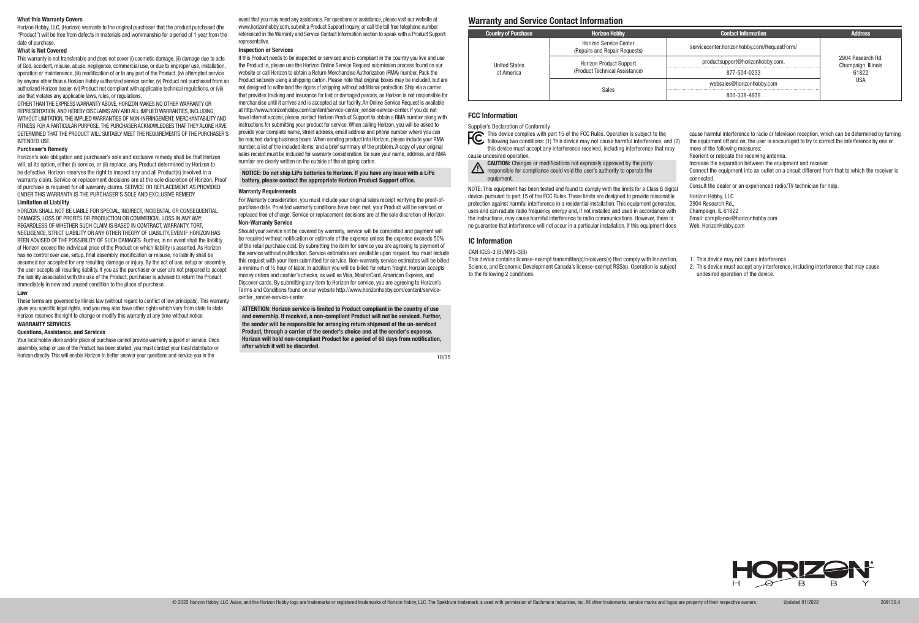### What this Warranty Covers

Horizon Hobby, LLC, (Horizon) warrants to the original purchaser that the product purchased (the "Product") will be free from defects in materials and workmanship for a period of 1 year from the date of purchase.

### What is Not Covered

This warranty is not transferable and does not cover (i) cosmetic damage, (ii) damage due to acts of God, accident, misuse, abuse, negligence, commercial use, or due to improper use, installation, operation or maintenance, (iii) modification of or to any part of the Product, (iv) attempted service by anyone other than a Horizon Hobby authorized service center, (v) Product not purchased from an authorized Horizon dealer, (vi) Product not compliant with applicable technical regulations, or (vii) use that violates any applicable laws, rules, or regulations.

OTHER THAN THE EXPRESS WARRANTY ABOVE, HORIZON MAKES NO OTHER WARRANTY OR REPRESENTATION, AND HEREBY DISCLAIMS ANY AND ALL IMPLIED WARRANTIES, INCLUDING, WITHOUT LIMITATION, THE IMPLIED WARRANTIES OF NON-INFRINGEMENT, MERCHANTABILITY AND FITNESS FOR A PARTICULAR PURPOSE. THE PURCHASER ACKNOWLEDGES THAT THEY ALONE HAVE DETERMINED THAT THE PRODUCT WILL SUITABLY MEET THE REQUIREMENTS OF THE PURCHASER'S INTENDED USE.

### Purchaser's Remedy

Horizon's sole obligation and purchaser's sole and exclusive remedy shall be that Horizon will, at its option, either (i) service, or (ii) replace, any Product determined by Horizon to be defective. Horizon reserves the right to inspect any and all Product(s) involved in a warranty claim. Service or replacement decisions are at the sole discretion of Horizon. Proof of purchase is required for all warranty claims. SERVICE OR REPLACEMENT AS PROVIDED UNDER THIS WARRANTY IS THE PURCHASER'S SOLE AND EXCLUSIVE REMEDY.

### Limitation of Liability

HORIZON SHALL NOT BE LIABLE FOR SPECIAL, INDIRECT, INCIDENTAL OR CONSEQUENTIAL DAMAGES, LOSS OF PROFITS OR PRODUCTION OR COMMERCIAL LOSS IN ANY WAY, REGARDLESS OF WHETHER SUCH CLAIM IS BASED IN CONTRACT, WARRANTY, TORT, NEGLIGENCE, STRICT LIABILITY OR ANY OTHER THEORY OF LIABILITY, EVEN IF HORIZON HAS BEEN ADVISED OF THE POSSIBILITY OF SUCH DAMAGES. Further, in no event shall the liability of Horizon exceed the individual price of the Product on which liability is asserted. As Horizon has no control over use, setup, final assembly, modification or misuse, no liability shall be assumed nor accepted for any resulting damage or injury. By the act of use, setup or assembly, the user accepts all resulting liability. If you as the purchaser or user are not prepared to accept the liability associated with the use of the Product, purchaser is advised to return the Product immediately in new and unused condition to the place of purchase.

### Law

These terms are governed by Illinois law (without regard to conflict of law principals). This warranty gives you specific legal rights, and you may also have other rights which vary from state to state. Horizon reserves the right to change or modify this warranty at any time without notice.

### WARRANTY SERVICES

### Questions, Assistance, and Services

Your local hobby store and/or place of purchase cannot provide warranty support or service. Once assembly, setup or use of the Product has been started, you must contact your local distributor or Horizon directly. This will enable Horizon to better answer your questions and service you in the event that you may need any assistance. For questions or assistance, please visit our website at www.horizonhobby.com, submit a Product Support Inquiry, or call the toll free telephone number referenced in the Warranty and Service Contact Information section to speak with a Product Support representative.

### Inspection or Services

If this Product needs to be inspected or serviced and is compliant in the country you live and use the Product in, please use the Horizon Online Service Request submission process found on our website or call Horizon to obtain a Return Merchandise Authorization (RMA) number. Pack the Product securely using a shipping carton. Please note that original boxes may be included, but are not designed to withstand the rigors of shipping without additional protection. Ship via a carrier that provides tracking and insurance for lost or damaged parcels, as Horizon is not responsible for merchandise until it arrives and is accepted at our facility. An Online Service Request is available at http://www.horizonhobby.com/content/service-center_render-service-center. If you do not have internet access, please contact Horizon Product Support to obtain a RMA number along with instructions for submitting your product for service. When calling Horizon, you will be asked to provide your complete name, street address, email address and phone number where you can be reached during business hours. When sending product into Horizon, please include your RMA number, a list of the included items, and a brief summary of the problem. A copy of your original sales receipt must be included for warranty consideration. Be sure your name, address, and RMA number are clearly written on the outside of the shipping carton.

**NOTICE: Do not ship LiPo batteries to Horizon. If you have any issue with a LiPo battery, please contact the appropriate Horizon Product Support office.**

### Warranty Requirements

For Warranty consideration, you must include your original sales receipt verifying the proof-of-purchase date. Provided warranty conditions have been met, your Product will be serviced or replaced free of charge. Service or replacement decisions are at the sole discretion of Horizon.

### Non-Warranty Service

Should your service not be covered by warranty, service will be completed and payment will be required without notification or estimate of the expense unless the expense exceeds 50% of the retail purchase cost. By submitting the item for service you are agreeing to payment of the service without notification. Service estimates are available upon request. You must include this request with your item submitted for service. Non-warranty service estimates will be billed a minimum of ½ hour of labor. In addition you will be billed for return freight. Horizon accepts money orders and cashier's checks, as well as Visa, MasterCard, American Express, and Discover cards. By submitting any item to Horizon for service, you are agreeing to Horizon's Terms and Conditions found on our website http://www.horizonhobby.com/content/service-center_render-service-center.

**ATTENTION: Horizon service is limited to Product compliant in the country of use and ownership. If received, a non-compliant Product will not be serviced. Further, the sender will be responsible for arranging return shipment of the un-serviced Product, through a carrier of the sender's choice and at the sender's expense. Horizon will hold non-compliant Product for a period of 60 days from notification, after which it will be discarded.**

10/15

## Warranty and Service Contact Information

| Country of Purchase | Horizon Hobby | Contact Information | Address |
|---|---|---|---|
| United States of America | Horizon Service Center (Repairs and Repair Requests) | servicecenter.horizonhobby.com/RequestForm/ | 2904 Research Rd. Champaign, Illinois 61822 USA |
| | Horizon Product Support (Product Technical Assistance) | productsupport@horizonhobby.com. | |
| | | 877-504-0233 | |
| | Sales | websales@horizonhobby.com | |
| | | 800-338-4639 | |

## FCC Information

Supplier's Declaration of Conformity

This device complies with part 15 of the FCC Rules. Operation is subject to the following two conditions: (1) This device may not cause harmful interference, and (2) this device must accept any interference received, including interference that may cause undesired operation.

**CAUTION:** Changes or modifications not expressly approved by the party responsible for compliance could void the user's authority to operate the equipment.

NOTE: This equipment has been tested and found to comply with the limits for a Class B digital device, pursuant to part 15 of the FCC Rules. These limits are designed to provide reasonable protection against harmful interference in a residential installation. This equipment generates, uses and can radiate radio frequency energy and, if not installed and used in accordance with the instructions, may cause harmful interference to radio communications. However, there is no guarantee that interference will not occur in a particular installation. If this equipment does cause harmful interference to radio or television reception, which can be determined by turning the equipment off and on, the user is encouraged to try to correct the interference by one or more of the following measures:

Reorient or relocate the receiving antenna.

Increase the separation between the equipment and receiver.

Connect the equipment into an outlet on a circuit different from that to which the receiver is connected.

Consult the dealer or an experienced radio/TV technician for help.

Horizon Hobby, LLC
2904 Research Rd.,
Champaign, IL 61822
Email: compliance@horizonhobby.com
Web: HorizonHobby.com

## IC Information

CAN ICES-3 (B)/NMB-3(B)

This device contains license-exempt transmitter(s)/receivers(s) that comply with Innovation, Science, and Economic Development Canada's license-exempt RSS(s). Operation is subject to the following 2 conditions:

1. This device may not cause interference.
2. This device must accept any interference, including interference that may cause undesired operation of the device.

© 2022 Horizon Hobby, LLC. Avian, and the Horizon Hobby logo are trademarks or registered trademarks of Horizon Hobby, LLC. The Spektrum trademark is used with permission of Bachmann Industries, Inc. All other trademarks, service marks and logos are property of their respective owners. Updated 01/2022 209135.4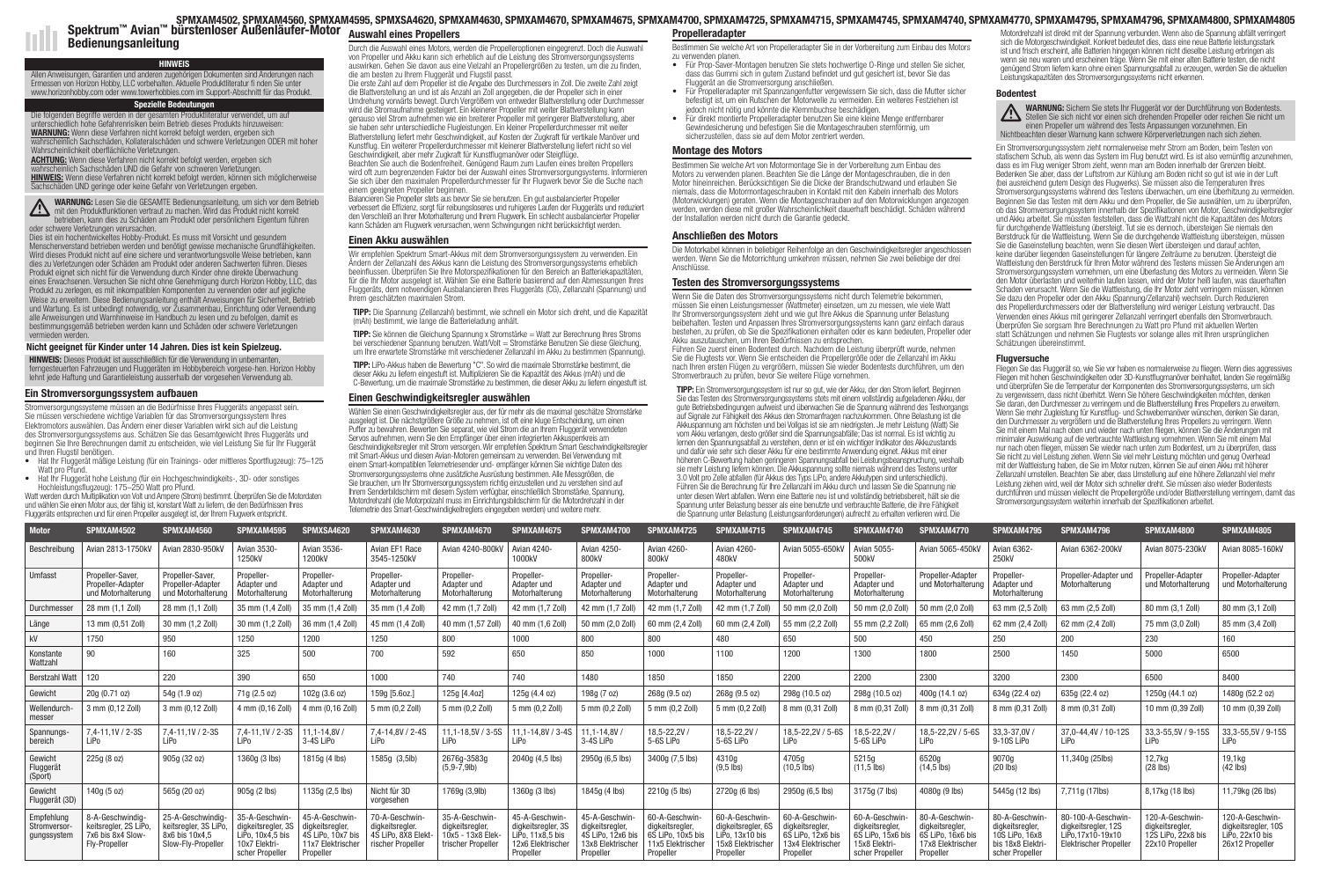# Spektrum™ Avian™ bürstenloser Außenläufer-Motor Bedienungsanleitung

SPMXAM4502, SPMXAM4560, SPMXAM4595, SPMXSA4620, SPMXAM4630, SPMXAM4670, SPMXAM4675, SPMXAM4700, SPMXAM4725, SPMXAM4715, SPMXAM4745, SPMXAM4740, SPMXAM4770, SPMXAM4795, SPMXAM4796, SPMXAM4800, SPMXAM4805

### HINWEIS

Allen Anweisungen, Garantien und anderen zugehörigen Dokumenten sind Änderungen nach Ermessen von Horizon Hobby, LLC vorbehalten. Aktuelle Produktliteratur finden Sie unter www.horizonhobby.com oder www.towerhobbies.com im Support-Abschnitt für das Produkt.

### Spezielle Bedeutungen

Die folgenden Begriffe werden in der gesamten Produktliteratur verwendet, um auf unterschiedlich hohe Gefahrenrisiken beim Betrieb dieses Produkts hinzuweisen:

**WARNUNG:** Wenn diese Verfahren nicht korrekt befolgt werden, ergeben sich wahrscheinlich Sachschäden, Kollateralschäden und schwere Verletzungen ODER mit hoher Wahrscheinlichkeit oberflächliche Verletzungen.

**ACHTUNG:** Wenn diese Verfahren nicht korrekt befolgt werden, ergeben sich wahrscheinlich Sachschäden UND die Gefahr von schweren Verletzungen.

**HINWEIS:** Wenn diese Verfahren nicht korrekt befolgt werden, können sich möglicherweise Sachschäden UND geringe oder keine Gefahr von Verletzungen ergeben.

**WARNUNG:** Lesen Sie die GESAMTE Bedienungsanleitung, um sich vor dem Betrieb mit den Produktfunktionen vertraut zu machen. Wird das Produkt nicht korrekt betrieben, kann dies zu Schäden am Produkt oder persönlichem Eigentum führen oder schwere Verletzungen verursachen.

Dies ist ein hochentwickeltes Hobby-Produkt. Es muss mit Vorsicht und gesundem Menschenverstand betrieben werden und benötigt gewisse mechanische Grundfähigkeiten. Wird dieses Produkt nicht auf eine sichere und verantwortungsvolle Weise betrieben, kann dies zu Verletzungen oder Schäden am Produkt oder anderen Sachwerten führen. Dieses Produkt eignet sich nicht für die Verwendung durch Kinder ohne direkte Überwachung eines Erwachsenen. Versuchen Sie nicht ohne Genehmigung durch Horizon Hobby, LLC, das Produkt zu zerlegen, es mit inkompatiblen Komponenten zu verwenden oder auf jegliche Weise zu erweitern. Diese Bedienungsanleitung enthält Anweisungen für Sicherheit, Betrieb und Wartung. Es ist unbedingt notwendig, vor Zusammenbau, Einrichtung oder Verwendung alle Anweisungen und Warnhinweise im Handbuch zu lesen und zu befolgen, damit es bestimmungsgemäß betrieben werden kann und Schäden oder schwere Verletzungen vermieden werden.

### Nicht geeignet für Kinder unter 14 Jahren. Dies ist kein Spielzeug.

**HINWEIS:** Dieses Produkt ist ausschließlich für die Verwendung in unbemannten, ferngesteuerten Fahrzeugen und Fluggeräten im Hobbybereich vorgesehen. Horizon Hobby lehnt jede Haftung und Garantieleistung ausserhalb der vorgesehen Verwendung ab.

## Ein Stromversorgungssystem aufbauen

Stromversorgungssysteme müssen an die Bedürfnisse Ihres Fluggeräts angepasst sein. Sie müssen verschiedene wichtige Variablen für das Stromversorgungssystem Ihres Elektromotors auswählen. Das Ändern einer dieser Variablen wirkt sich auf die Leistung des Stromversorgungssystems aus. Schätzen Sie das Gesamtgewicht Ihres Fluggeräts und beginnen Sie Ihre Berechnungen damit zu entscheiden, wie viel Leistung Sie für Ihr Fluggerät und Ihren Flugstil benötigen.

- Hat Ihr Fluggerät mäßige Leistung (für ein Trainings- oder mittleres Sportflugzeug): 75–125 Watt pro Pfund.
- Hat Ihr Fluggerät hohe Leistung (für ein Hochgeschwindigkeits-, 3D- oder sonstiges Hochleistungsflugzeug): 175–250 Watt pro Pfund.

Watt werden durch Multiplikation von Volt und Ampere (Strom) bestimmt. Überprüfen Sie die Motordaten und wählen Sie einen Motor aus, der fähig ist, konstant Watt zu liefern, die den Bedürfnissen Ihres Fluggeräts entsprechen und für einen Propeller ausgelegt ist, der Ihrem Flugwerk entspricht.

## Auswahl eines Propellers

Durch die Auswahl eines Motors, werden die Propelleroptionen eingegrenzt. Doch die Auswahl von Propeller und Akku kann sich erheblich auf die Leistung des Stromversorgungssystems auswirken. Gehen Sie davon aus eine Vielzahl an Propellergrößen zu testen, um die zu finden, die am besten zu Ihrem Fluggerät und Flugstil passt.

Die erste Zahl auf dem Propeller ist die Angabe des Durchmessers in Zoll. Die zweite Zahl zeigt die Blattverstellung an und ist als Anzahl an Zoll angegeben, die der Propeller sich in einer Umdrehung vorwärts bewegt. Durch Vergrößern von entweder Blattverstellung oder Durchmesser wird die Stromaufnahme gesteigert. Ein kleinerer Propeller mit weiter Blattverstellung kann genauso viel Strom aufnehmen wie ein breiterer Propeller mit geringerer Blattverstellung, aber sie haben sehr unterschiedliche Flugleistungen. Ein kleiner Propellerdurchmesser mit weiter Blattverstellung liefert mehr Geschwindigkeit, auf Kosten der Zugkraft für vertikale Manöver und Kunstflug. Ein weiterer Propellerdurchmesser mit kleiner Blattverstellung liefert nicht so viel Geschwindigkeit, aber mehr Zugkraft für Kunstflugmanöver oder Steigflüge.

Beachten Sie auch die Bodenfreiheit. Genügend Raum zum Laufen eines breiten Propellers wird oft zum begrenzenden Faktor bei der Auswahl eines Stromversorgungssystems. Informieren Sie sich über den maximalen Propellerdurchmesser für Ihr Flugwerk bevor Sie die Suche nach einem geeigneten Propeller beginnen.

Balancieren Sie Propeller stets aus bevor Sie sie benutzen. Ein gut ausbalancierter Propeller verbessert die Effizienz, sorgt für reibungsloseres und ruhigeres Laufen der Fluggeräts und reduziert den Verschleiß an Ihrer Motorhalterung und Ihrem Flugwerk. Ein schlecht ausbalancierter Propeller kann Schäden am Flugwerk verursachen, wenn Schwingungen nicht berücksichtigt werden.

## Einen Akku auswählen

Wir empfehlen Spektrum Smart-Akkus mit dem Stromversorgungssystem zu verwenden. Ein Ändern der Zellanzahl des Akkus kann die Leistung des Stromversorgungssystems erheblich beeinflussen. Überprüfen Sie Ihre Motorspezifikationen für den Bereich an Batteriekapazitäten, für die Ihr Motor ausgelegt ist. Wählen Sie eine Batterie basierend auf den Abmessungen Ihres Fluggeräts, dem notwendigen Ausbalancieren Ihres Fluggeräts (CG), Zellanzahl (Spannung) und Ihrem geschätzten maximalen Strom.

**TIPP:** Die Spannung (Zellanzahl) bestimmt, wie schnell ein Motor sich dreht, und die Kapazität (mAh) bestimmt, wie lange die Batterieladung anhält.

**TIPP:** Sie können die Gleichung Spannung x Stromstärke = Watt zur Berechnung Ihres Stroms bei verschiedener Spannung benutzen. Watt/Volt = Stromstärke Benutzen Sie diese Gleichung, um Ihre erwartete Stromstärke mit verschiedener Zellanzahl im Akku zu bestimmen (Spannung).

**TIPP:** LiPo-Akkus haben die Bewertung "C". So wird die maximale Stromstärke bestimmt, die dieser Akku zu liefern eingestuft ist. Multiplizieren Sie die Kapazität des Akkus (mAh) und die C-Bewertung, um die maximale Stromstärke zu bestimmen, die dieser Akku zu liefern eingestuft ist.

## Einen Geschwindigkeitsregler auswählen

Wählen Sie einen Geschwindigkeitsregler aus, der für mehr als die maximal geschätzte Stromstärke ausgelegt ist. Die nächstgrößere Größe zu nehmen, ist oft eine kluge Entscheidung, um einen Puffer zu bewahren. Bewerten Sie separat, wie viel Strom die an Ihrem Fluggerät verwendeten Servos aufnehmen, wenn Sie den Empfänger über einen integrierten Akkuspeerkreis am Geschwindigkeitsregler mit Strom versorgen. Wir empfehlen Spektrum Smart Geschwindigkeitsregler mit Smart-Akkus und diesen Avian-Motoren gemeinsam zu verwenden. Bei Verwendung mit einem Smart-kompatiblen Telemetriesender und -empfänger können Sie wichtige Daten des Stromversorgungssystems ohne zusätzliche Ausrüstung bestimmen. Alle Messgrößen, die Sie brauchen, um Ihr Stromversorgungssystem richtig einzustellen und zu verstehen sind auf Ihrem Senderbildschirm mit diesem System verfügbar, einschließlich Stromstärke, Spannung, Motordrehzahl (die Motorpolzahl muss im Einrichtungsbildschirm für die Motordrehzahl in der Telemetrie des Smart-Geschwindigkeitsreglers eingegeben werden) und weitere mehr.

## Propelleradapter

Bestimmen Sie welche Art von Propelleradapter Sie in der Vorbereitung zum Einbau des Motors zu verwenden planen.

- Für Prop-Saver-Montagen benutzen Sie stets hochwertige O-Ringe und stellen Sie sicher, dass das Gummi sich in gutem Zustand befindet und gut gesichert ist, bevor Sie das Fluggerät an die Stromversorgung anschließen.
- Für Propelleradapter mit Spannzangenfutter vergewissern Sie sich, dass die Mutter sicher befestigt ist, um ein Rutschen der Motorwelle zu vermeiden. Ein weiteres Festziehen ist jedoch nicht nötig und könnte die Klemmbuchse beschädigen.
- Für direkt montierte Propelleradapter benutzen Sie eine kleine Menge entfernbarer Gewindesicherung und befestigen Sie die Montageschrauben sternförmig, um sicherzustellen, dass sie auf dem Motor zentriert werden.

## Montage des Motors

Bestimmen Sie welche Art von Motormontage Sie in der Vorbereitung zum Einbau des Motors zu verwenden planen. Beachten Sie die Länge der Montageschrauben, die in den Motor hineinreichen. Berücksichtigen Sie die Dicke der Brandschutzwand und erlauben Sie niemals, dass die Motormontageschrauben in Kontakt mit den Kabeln innerhalb des Motors (Motorwicklungen) geraten. Wenn die Montageschrauben auf den Motorwicklungen angezogen werden, werden diese mit großer Wahrscheinlichkeit dauerhaft beschädigt. Schäden während der Installation werden nicht durch die Garantie gedeckt.

## Anschließen des Motors

Die Motorkabel können in beliebiger Reihenfolge an den Geschwindigkeitsregler angeschlossen werden. Wenn Sie die Motorrichtung umkehren müssen, nehmen Sie zwei beliebige der drei Anschlüsse.

## Testen des Stromversorgungssystems

Wenn Sie die Daten des Stromversorgungssystems nicht durch Telemetrie bekommen, müssen Sie einen Leistungsmesser (Wattmeter) einsetzen, um zu messen, wie viele Watt Ihr Stromversorgungssystem zieht und wie gut Ihre Akkus die Spannung unter Belastung beibehalten. Testen und Anpassen Ihres Stromversorgungssystems kann ganz einfach daraus bestehen, zu prüfen, ob Sie die Spezifikationen einhalten oder es kann bedeuten, Propeller oder Akku auszutauschen, um Ihren Bedürfnissen zu entsprechen.

Führen Sie zuerst einen Bodentest durch. Nachdem die Leistung überprüft wurde, nehmen Sie die Flugtests vor. Wenn Sie entscheiden die Propellergröße oder die Zellanzahl im Akku nach Ihren ersten Flügen zu vergrößern, müssen Sie wieder Bodentests durchführen, um den Stromverbrauch zu prüfen, bevor Sie weitere Flüge vornehmen.

**TIPP:** Ein Stromversorgungssystem ist nur so gut, wie der Akku, der den Strom liefert. Beginnen Sie das Testen des Stromversorgungssystems stets mit einem vollständig aufgeladenen Akku, der gute Betriebsbedingungen aufweist und überwachen Sie die Spannung während des Testvorgangs auf Signale zur Fähigkeit des Akkus den Stromanfragen nachzukommen. Ohne Belastung ist die Akkuspannung am höchsten und bei Vollgas ist sie am niedrigsten. Je mehr Leistung (Watt) Sie vom Akku verlangen, desto größer sind die Spannungsabfälle; Das ist normal. Es ist wichtig zu lernen den Spannungsabfall zu verstehen, denn er ist ein wichtiger Indikator des Akkuzustands und dafür wie sehr sich dieser Akku für eine bestimmte Anwendung eignet. Akkus mit einer höheren C-Bewertung haben geringeren Spannungsabfall bei Leistungsbeanspruchung, weshalb sie mehr Leistung liefern können. Die Akkuspannung sollte niemals während des Testens unter 3.0 Volt pro Zelle abfallen (für Akkus des Typs LiPo, andere Akkutypen sind unterschiedlich). Führen Sie die Berechnung für Ihre Zellanzahl im Akku durch und lassen Sie die Spannung nie unter diesen Wert abfallen. Wenn eine Batterie neu ist und vollständig betriebsbereit, hält sie die Spannung unter Belastung besser als eine benutzte und verbrauchte Batterie, die ihre Fähigkeit die Spannung unter Belastung (Leistungsanforderungen) aufrecht zu erhalten verloren wird. Die Motordrehzahl ist direkt mit der Spannung verbunden. Wenn also die Spannung abfällt verringert sich die Motorgeschwindigkeit. Konkret bedeutet dies, dass eine neue Batterie leistungsstark ist und frisch erscheint, alte Batterien hingegen können nicht dieselbe Leistung erbringen als wenn sie neu waren und erscheinen träge. Wenn Sie mit einer alten Batterie testen, die nicht genügend Strom liefern kann ohne einen Spannungsabfall zu erzeugen, werden Sie die aktuellen Leistungskapazitäten des Stromversorgungssystems nicht erkennen.

### Bodentest

**WARNUNG:** Sichern Sie stets Ihr Fluggerät vor der Durchführung von Bodentests. Stellen Sie sich nicht vor einen sich drehenden Propeller oder reichen Sie nicht um einen Propeller um während des Tests Anpassungen vorzunehmen. Ein Nichtbeachten dieser Warnung kann schwere Körperverletzungen nach sich ziehen.

Ein Stromversorgungssystem zieht normalerweise mehr Strom am Boden, beim Testen von statischem Schub, als wenn das System im Flug benutzt wird. Es ist also vernünftig anzunehmen, dass es im Flug weniger Strom zieht, wenn man am Boden innerhalb der Grenzen bleibt. Bedenken Sie aber, dass der Luftstrom zur Kühlung am Boden nicht so gut ist wie in der Luft (bei ausreichend gutem Design des Flugwerks). Sie müssen also die Temperaturen Ihres Stromversorgungssystems während des Testens überwachen, um eine Überhitzung zu vermeiden. Beginnen Sie das Testen mit dem Akku und dem Propeller, die Sie auswählen, um zu überprüfen, ob das Stromversorgungssystem innerhalb der Spezifikationen von Motor, Geschwindigkeitsregler und Akku arbeitet. Sie müssen feststellen, dass die Wattzahl nicht die Kapazitäten des Motors für durchgehende Wattleistung übersteigt. Tut sie es dennoch, übersteigen Sie niemals den Berstdruck für die Wattleistung. Wenn Sie die durchgehende Wattleistung übersteigen, müssen Sie die Gaseinstellung beachten, wenn Sie diesen Wert übersteigen und darauf achten, keine darüber liegenden Gaseinstellungen für längere Zeiträume zu benutzen. Übersteigt die Wattleistung den Berstdruck für Ihren Motor während des Testens müssen Sie Änderungen am Stromversorgungssystem vornehmen, um eine Überlastung des Motors zu vermeiden. Wenn Sie den Motor überlasten und weiterhin laufen lassen, wird der Motor heiß laufen, was dauerhaften Schaden verursacht. Wenn Sie die Wattleistung, die Ihr Motor zieht verringern müssen, können Sie dazu den Propeller oder den Akku (Spannung/Zellanzahl) wechseln. Durch Reduzieren des Propellerdurchmessers oder der Blattverstellung wird weniger Leistung verbraucht. Das Verwenden eines Akkus mit geringerer Zellanzahl verringert ebenfalls den Stromverbrauch. Überprüfen Sie sorgsam Ihre Berechnungen zu Watt pro Pfund mit aktuellen Werten statt Schätzungen und nehmen Sie Flugtests vor solange alles mit Ihren ursprünglichen Schätzungen übereinstimmt.

### Flugversuche

Fliegen Sie das Fluggerät so, wie Sie vor haben es normalerweise zu fliegen. Wenn dies aggressives Fliegen mit hohen Geschwindigkeiten oder 3D-Kunstflugmanöver beinhaltet, landen Sie regelmäßig und überprüfen Sie die Temperatur der Komponenten des Stromversorgungssystems, um sich zu vergewissern, dass nicht überhitzt. Wenn Sie höhere Geschwindigkeiten möchten, denken Sie daran, den Durchmesser zu verringern und die Blattverstellung Ihres Propellers zu erweitern. Wenn Sie mehr Zugleistung für Kunstflug- und Schwebemanöver wünschen, denken Sie daran, den Durchmesser zu vergrößern und die Blattverstellung Ihres Propellers zu verringern. Wenn Sie mit einem Mal nach oben und wieder nach unten fliegen, können Sie die Änderungen mit minimaler Auswirkung auf die verbrauchte Wattleistung vornehmen. Wenn Sie mit einem Mal nur nach oben fliegen, müssen Sie wieder nach unten zum Bodentest, um zu überprüfen, dass Sie nicht zu viel Leistung ziehen. Wenn Sie viel mehr Leistung möchten und genug Overhead mit der Wattleistung haben, die Sie im Motor nutzen, können Sie auf einen Akku mit höherer Zellanzahl umstellen. Beachten Sie aber, dass Umstellung auf eine höhere Zellanzahl viel mehr Leistung ziehen wird, weil der Motor sich schneller dreht. Sie müssen also wieder Bodentests durchführen und müssen vielleicht die Propellergröße und/oder Blattverstellung verringern, damit das Stromversorgungssystem weiterhin innerhalb der Spezifikationen arbeitet.

| Motor | SPMXAM4502 | SPMXAM4560 | SPMXAM4595 | SPMXSA4620 | SPMXAM4630 | SPMXAM4670 | SPMXAM4675 | SPMXAM4700 | SPMXAM4725 | SPMXAM4715 | SPMXAM4745 | SPMXAM4740 | SPMXAM4770 | SPMXAM4795 | SPMXAM4796 | SPMXAM4800 | SPMXAM4805 |
|---|---|---|---|---|---|---|---|---|---|---|---|---|---|---|---|---|---|
| Beschreibung | Avian 2813-1750kV | Avian 2830-950kV | Avian 3530-1250kV | Avian 3536-1200kV | Avian EF1 Race 3545-1250kV | Avian 4240-800kV | Avian 4240-1000kV | Avian 4250-800kV | Avian 4260-800kV | Avian 4260-480kV | Avian 5055-650kV | Avian 5055-500kV | Avian 5055-450kV | Avian 6362-250kV | Avian 6362-200kV | Avian 8075-230kV | Avian 8085-160kV |
| Umfasst | Propeller-Saver, Propeller-Adapter und Motorhalterung | Propeller-Saver, Propeller-Adapter und Motorhalterung | Propeller-Adapter und Motorhalterung | Propeller-Adapter und Motorhalterung | Propeller-Adapter und Motorhalterung | Propeller-Adapter und Motorhalterung | Propeller-Adapter und Motorhalterung | Propeller-Adapter und Motorhalterung | Propeller-Adapter und Motorhalterung | Propeller-Adapter und Motorhalterung | Propeller-Adapter und Motorhalterung | Propeller-Adapter und Motorhalterung | Propeller-Adapter und Motorhalterung | Propeller-Adapter und Motorhalterung | Propeller-Adapter und Motorhalterung | Propeller-Adapter und Motorhalterung | Propeller-Adapter und Motorhalterung |
| Durchmesser | 28 mm (1,1 Zoll) | 28 mm (1,1 Zoll) | 35 mm (1,4 Zoll) | 35 mm (1,4 Zoll) | 35 mm (1,4 Zoll) | 42 mm (1,7 Zoll) | 42 mm (1,7 Zoll) | 42 mm (1,7 Zoll) | 42 mm (1,7 Zoll) | 42 mm (1,7 Zoll) | 50 mm (2,0 Zoll) | 50 mm (2,0 Zoll) | 50 mm (2,0 Zoll) | 63 mm (2,5 Zoll) | 63 mm (2,5 Zoll) | 80 mm (3,1 Zoll) | 80 mm (3,1 Zoll) |
| Länge | 13 mm (0,51 Zoll) | 30 mm (1,2 Zoll) | 30 mm (1,2 Zoll) | 36 mm (1,4 Zoll) | 45 mm (1,4 Zoll) | 40 mm (1,57 Zoll) | 40 mm (1,6 Zoll) | 50 mm (2,0 Zoll) | 60 mm (2,4 Zoll) | 60 mm (2,4 Zoll) | 55 mm (2,2 Zoll) | 55 mm (2,2 Zoll) | 65 mm (2,6 Zoll) | 62 mm (2,4 Zoll) | 62 mm (2,4 Zoll) | 75 mm (3,0 Zoll) | 85 mm (3,4 Zoll) |
| kV | 1750 | 950 | 1250 | 1200 | 1250 | 800 | 1000 | 800 | 800 | 480 | 650 | 500 | 450 | 250 | 200 | 230 | 160 |
| Konstante Wattzahl | 90 | 160 | 325 | 500 | 700 | 592 | 650 | 850 | 1000 | 1100 | 1200 | 1300 | 1800 | 2500 | 1450 | 5000 | 6500 |
| Berstzahl Watt | 120 | 220 | 390 | 650 | 1000 | 740 | 740 | 1480 | 1850 | 1850 | 2200 | 2200 | 2300 | 3200 | 2300 | 6500 | 8400 |
| Gewicht | 20g (0.71 oz) | 54g (1.9 oz) | 71g (2.5 oz) | 102g (3.6 oz) | 159g [5.6oz.] | 125g [4.4oz] | 125g (4.4 oz) | 198g (7 oz) | 268g (9.5 oz) | 268g (9.5 oz) | 298g (10.5 oz) | 298g (10.5 oz) | 400g (14.1 oz) | 634g (22.4 oz) | 635g (22.4 oz) | 1250g (44.1 oz) | 1480g (52.2 oz) |
| Wellendurchmesser | 3 mm (0,12 Zoll) | 3 mm (0,12 Zoll) | 4 mm (0,16 Zoll) | 4 mm (0,16 Zoll) | 5 mm (0,2 Zoll) | 5 mm (0,2 Zoll) | 5 mm (0,2 Zoll) | 5 mm (0,2 Zoll) | 5 mm (0,2 Zoll) | 5 mm (0,2 Zoll) | 8 mm (0,31 Zoll) | 8 mm (0,31 Zoll) | 8 mm (0,31 Zoll) | 8 mm (0,31 Zoll) | 8 mm (0,31 Zoll) | 10 mm (0,39 Zoll) | 10 mm (0,39 Zoll) |
| Spannungsbereich | 7,4-11,1V / 2-3S LiPo | 7,4-11,1V / 2-3S LiPo | 7,4-11,1V / 2-3S LiPo | 11,1-14,8V / 3-4S LiPo | 7,4-14,8V / 2-4S LiPo | 11,1-18,5V / 3-5S LiPo | 11,1-14,8V / 3-4S LiPo | 11,1-14,8V / 3-4S LiPo | 18,5-22,2V / 5-6S LiPo | 18,5-22,2V / 5-6S LiPo | 18,5-22,2V / 5-6S LiPo | 18,5-22,2V / 5-6S LiPo | 18,5-22,2V / 5-6S LiPo | 33,3-37,0V / 9-10S LiPo | 37,0-44,4V / 10-12S LiPo | 33,3-55,5V / 9-15S LiPo | 33,3-55,5V / 9-15S LiPo |
| Gewicht Fluggerät (Sport) | 225g (8 oz) | 905g (32 oz) | 1360g (3 lbs) | 1815g (4 lbs) | 1585g (3,5lb) | 2676g-3583g (5,9-7,9lb) | 2040g (4,5 lbs) | 2950g (6,5 lbs) | 3400g (7,5 lbs) | 4310g (9,5 lbs) | 4705g (10,5 lbs) | 5215g (11,5 lbs) | 6520g (14,5 lbs) | 9070g (20 lbs) | 11,340g (25lbs) | 12,7kg (28 lbs) | 19,1kg (42 lbs) |
| Gewicht Fluggerät (3D) | 140g (5 oz) | 565g (20 oz) | 905g (2 lbs) | 1135g (2,5 lbs) | Nicht für 3D vorgesehen | 1769g (3,9lb) | 1360g (3 lbs) | 1845g (4 lbs) | 2210g (5 lbs) | 2720g (6 lbs) | 2950g (6,5 lbs) | 3175g (7 lbs) | 4080g (9 lbs) | 5445g (12 lbs) | 7,711g (17lbs) | 8,17kg (18 lbs) | 11,79kg (26 lbs) |
| Empfehlung Stromversorgungssystem | 8-A-Geschwindigkeitsregler, 2S LiPo, 7x6 bis 8x4 Slow-Fly-Propeller | 25-A-Geschwindigkeitsregler, 3S LiPo, 8x6 bis 10x4,5 Slow-Fly-Propeller | 35-A-Geschwindigkeitsregler, 3S LiPo, 10x4,5 bis 10x7 Elektrischer Propeller | 45-A-Geschwindigkeitsregler, 4S LiPo, 10x7 bis 11x7 Elektrischer Propeller | 70-A-Geschwindigkeitsregler, 4S LiPo, 8X8 Elektrischer Propeller | 35-A-Geschwindigkeitsregler, 10x5 - 13x8 Elektrischer Propeller | 45-A-Geschwindigkeitsregler, 3S LiPo, 11x8,5 bis 12x6 Elektrischer Propeller | 45-A-Geschwindigkeitsregler, 4S LiPo, 12x6 bis 13x8 Elektrischer Propeller | 60-A-Geschwindigkeitsregler, 6S LiPo, 10x5 bis 11x5 Elektrischer Propeller | 60-A-Geschwindigkeitsregler, 6S LiPo, 13x10 bis 15x8 Elektrischer Propeller | 60-A-Geschwindigkeitsregler, 6S LiPo, 12x6 bis 13x4 Elektrischer Propeller | 60-A-Geschwindigkeitsregler, 6S LiPo, 15x6 bis 15x8 Elektrischer Propeller | 80-A-Geschwindigkeitsregler, 6S LiPo, 16x6 bis 17x8 Elektrischer Propeller | 80-A-Geschwindigkeitsregler, 10S LiPo, 16x8 bis 18x8 Elektrischer Propeller | 80-100-A-Geschwindigkeitsregler, 12S LiPo,17x10-19x10 Elektrischer Propeller | 120-A-Geschwindigkeitsregler, 12S LiPo, 22x8 bis 22x10 Propeller | 120-A-Geschwindigkeitsregler, 10S LiPo, 22x10 bis 26x12 Propeller |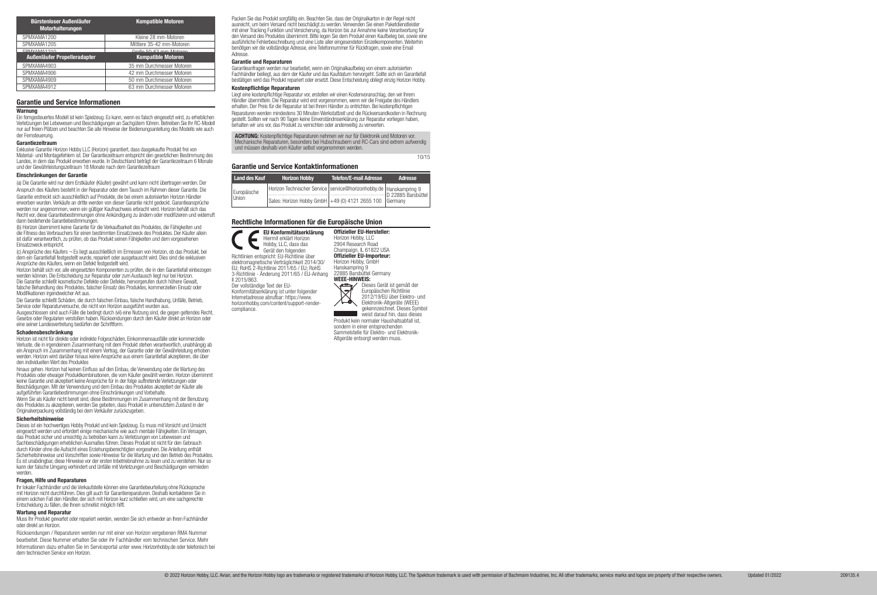| Bürstenloser Außenläufer Motorhalterungen | Kompatible Motoren |
|---|---|
| SPMXAMA1200 | Kleine 28 mm-Motoren |
| SPMXAMA1205 | Mittlere 35-42 mm-Motoren |
| SPMXAMA1210 | Große 50-63 mm-Motoren |

| Außenläufer Propelleradapter | Kompatible Motoren |
|---|---|
| SPMXAMA4903 | 35 mm Durchmesser Motoren |
| SPMXAMA4906 | 42 mm Durchmesser Motoren |
| SPMXAMA4909 | 50 mm Durchmesser Motoren |
| SPMXAMA4912 | 63 mm Durchmesser Motoren |

## Garantie und Service Informationen

### Warnung

Ein ferngesteuertes Modell ist kein Spielzeug. Es kann, wenn es falsch eingesetzt wird, zu erheblichen Verletzungen bei Lebewesen und Beschädigungen an Sachgütern führen. Betreiben Sie Ihr RC-Modell nur auf freien Plätzen und beachten Sie alle Hinweise der Bedienungsanleitung des Modells wie auch der Fernsteuerung.

### Garantiezeitraum

Exklusive Garantie Horizon Hobby LLC (Horizon) garantiert, dass dasgekaufte Produkt frei von Material- und Montagefehlern ist. Der Garantiezeitraum entspricht den gesetzlichen Bestimmung des Landes, in dem das Produkt erworben wurde. In Deutschland beträgt der Garantiezeitraum 6 Monate und der Gewährleistungszeitraum 18 Monate nach dem Garantiezeitraum

### Einschränkungen der Garantie

(a) Die Garantie wird nur dem Erstkäufer (Käufer) gewährt und kann nicht übertragen werden. Der Anspruch des Käufers besteht in der Reparatur oder dem Tausch im Rahmen dieser Garantie. Die Garantie erstreckt sich ausschließlich auf Produkte, die bei einem autorisierten Horizon Händler erworben wurden. Verkäufe an dritte werden von dieser Garantie nicht gedeckt. Garantieansprüche werden nur angenommen, wenn ein gültiger Kaufnachweis erbracht wird. Horizon behält sich das Recht vor, diese Garantiebestimmungen ohne Ankündigung zu ändern oder modifizieren und widerruft dann bestehende Garantiebestimmungen.

(b) Horizon übernimmt keine Garantie für die Verkaufbarkeit des Produktes, die Fähigkeiten und die Fitness des Verbrauchers für einen bestimmten Einsatzzweck des Produktes. Der Käufer allein ist dafür verantwortlich, zu prüfen, ob das Produkt seinen Fähigkeiten und dem vorgesehenen Einsatzzweck entspricht.

(c) Ansprüche des Käufers ¬ Es liegt ausschließlich im Ermessen von Horizon, ob das Produkt, bei dem ein Garantiefall festgestellt wurde, repariert oder ausgetauscht wird. Dies sind die exklusiven Ansprüche des Käufers, wenn ein Defekt festgestellt wird.

Horizon behält sich vor, alle eingesetzten Komponenten zu prüfen, die in den Garantiefall einbezogen werden können. Die Entscheidung zur Reparatur oder zum Austausch liegt nur bei Horizon. Die Garantie schließt kosmetische Defekte oder Defekte, hervorgerufen durch höhere Gewalt, falsche Behandlung des Produktes, falscher Einsatz des Produktes, kommerziellen Einsatz oder Modifikationen irgendwelcher Art aus.

Die Garantie schließt Schäden, die durch falschen Einbau, falsche Handhabung, Unfälle, Betrieb, Service oder Reparaturversuche, die nicht von Horizon ausgeführt wurden aus.

Ausgeschlossen sind auch Fälle die bedingt durch (vi) eine Nutzung sind, die gegen geltendes Recht, Gesetze oder Regularien verstoßen haben. Rücksendungen durch den Käufer direkt an Horizon oder eine seiner Landesvertretung bedürfen der Schriftform.

### Schadensbeschränkung

Horizon ist nicht für direkte oder indirekte Folgeschäden, Einkommensausfälle oder kommerzielle Verluste, die in irgendeinem Zusammenhang mit dem Produkt stehen verantwortlich, unabhängig ab ein Anspruch im Zusammenhang mit einem Vertrag, der Garantie oder der Gewährleistung erhoben werden. Horizon wird darüber hinaus keine Ansprüche aus einem Garantiefall akzeptieren, die über den individuellen Wert des Produktes

hinaus gehen. Horizon hat keinen Einfluss auf den Einbau, die Verwendung oder die Wartung des Produktes oder etwaiger Produktkombinationen, die vom Käufer gewählt werden. Horizon übernimmt keine Garantie und akzeptiert keine Ansprüche für in der folge auftretende Verletzungen oder Beschädigungen. Mit der Verwendung und dem Einbau des Produktes akzeptiert der Käufer alle aufgeführten Garantiebestimmungen ohne Einschränkungen und Vorbehalte.

Wenn Sie als Käufer nicht bereit sind, diese Bestimmungen im Zusammenhang mit der Benutzung des Produktes zu akzeptieren, werden Sie gebeten, dass Produkt in unbenutztem Zustand in der Originalverpackung vollständig bei dem Verkäufer zurückzugeben.

### Sicherheitshinweise

Dieses ist ein hochwertiges Hobby Produkt und kein Spielzeug. Es muss mit Vorsicht und Umsicht eingesetzt werden und erfordert einige mechanische wie auch mentale Fähigkeiten. Ein Versagen, das Produkt sicher und umsichtig zu betreiben kann zu Verletzungen von Lebewesen und Sachbeschädigungen erheblichen Ausmaßes führen. Dieses Produkt ist nicht für den Gebrauch durch Kinder ohne die Aufsicht eines Erziehungsberechtigten vorgesehen. Die Anleitung enthält Sicherheitshinweise und Vorschriften sowie Hinweise für die Wartung und den Betrieb des Produktes. Es ist unabdingbar, diese Hinweise vor der ersten Inbetriebnahme zu lesen und zu verstehen. Nur so kann der falsche Umgang verhindert und Unfälle mit Verletzungen und Beschädigungen vermieden werden.

### Fragen, Hilfe und Reparaturen

Ihr lokaler Fachhändler und die Verkaufstelle können eine Garantiebeurteilung ohne Rücksprache mit Horizon nicht durchführen. Dies gilt auch für Garantiereparaturen. Deshalb kontaktieren Sie in einem solchen Fall den Händler, der sich mit Horizon kurz schließen wird, um eine sachgerechte Entscheidung zu fällen, die Ihnen schnellst möglich hilft.

### Wartung und Reparatur

Muss Ihr Produkt gewartet oder repariert werden, wenden Sie sich entweder an Ihren Fachhändler oder direkt an Horizon.

Rücksendungen / Reparaturen werden nur mit einer von Horizon vergebenen RMA Nummer bearbeitet. Diese Nummer erhalten Sie oder ihr Fachhändler vom technischen Service. Mehr Informationen dazu erhalten Sie im Serviceportal unter www. Horizonhobby.de oder telefonisch bei dem technischen Service von Horizon.

Packen Sie das Produkt sorgfältig ein. Beachten Sie, dass der Originalkarton in der Regel nicht ausreicht, um beim Versand nicht beschädigt zu werden. Verwenden Sie einen Paketdienstleister mit einer Tracking Funktion und Versicherung, da Horizon bis zur Annahme keine Verantwortung für den Versand des Produktes übernimmt. Bitte legen Sie dem Produkt einen Kaufbeleg bei, sowie eine ausführliche Fehlerbeschreibung und eine Liste aller eingesendeten Einzelkomponenten. Weiterhin benötigen wir die vollständige Adresse, eine Telefonnummer für Rückfragen, sowie eine Email Adresse.

### Garantie und Reparaturen

Garantieanfragen werden nur bearbeitet, wenn ein Originalkaufbeleg von einem autorisierten Fachhändler beiliegt, aus dem der Käufer und das Kaufdatum hervorgeht. Sollte sich ein Garantiefall bestätigen wird das Produkt repariert oder ersetzt. Diese Entscheidung obliegt einzig Horizon Hobby.

### Kostenpflichtige Reparaturen

Liegt eine kostenpflichtige Reparatur vor, erstellen wir einen Kostenvoranschlag, den wir Ihrem Händler übermitteln. Die Reparatur wird erst vorgenommen, wenn wir die Freigabe des Händlers erhalten. Der Preis für die Reparatur ist bei Ihrem Händler zu entrichten. Bei kostenpflichtigen Reparaturen werden mindestens 30 Minuten Werkstattzeit und die Rückversandkosten in Rechnung gestellt. Sollten wir nach 90 Tagen keine Einverständniserklärung zur Reparatur vorliegen haben, behalten wir uns vor, das Produkt zu vernichten oder anderweitig zu verwerten.

**ACHTUNG:** Kostenpflichtige Reparaturen nehmen wir nur für Elektronik und Motoren vor. Mechanische Reparaturen, besonders bei Hubschraubern und RC-Cars sind extrem aufwendig und müssen deshalb vom Käufer selbst vorgenommen werden.

10/15

## Garantie und Service Kontaktinformationen

| Land des Kauf | Horizon Hobby | Telefon/E-mail Adresse | Adresse |
|---|---|---|---|
| Europäische Union | Horizon Technischer Service | service@horizonhobby.de | Hanskampring 9<br>D 22885 Barsbüttel<br>Germany |
| | Sales: Horizon Hobby GmbH | +49 (0) 4121 2655 100 | |

## Rechtliche Informationen für die Europäische Union

**EU Konformitätserklärung**
Hiermit erklärt Horizon Hobby, LLC, dass das Gerät den folgenden Richtlinien entspricht: EU-Richtlinie über elektromagnetische Verträglichkeit 2014/30/EU; RoHS 2-Richtlinie 2011/65 / EU; RoHS 3-Richtlinie - Änderung 2011/65 / EU-Anhang II 2015/863.
Der vollständige Text der EU-Konformitätserklärung ist unter folgender Internetadresse abrufbar: https://www.horizonhobby.com/content/support-render-compliance.

**Offizieller EU-Hersteller:**
Horizon Hobby, LLC
2904 Research Road
Champaign, IL 61822 USA

**Offizieller EU-Importeur:**
Horizon Hobby, GmbH
Hanskampring 9
22885 Barsbüttel Germany

**WEEE-HINWEIS:**
Dieses Gerät ist gemäß der Europäischen Richtlinie 2012/19/EU über Elektro- und Elektronik-Altgeräte (WEEE) gekennzeichnet. Dieses Symbol weist darauf hin, dass dieses Produkt kein normaler Haushaltsabfall ist, sondern in einer entsprechenden Sammelstelle für Elektro- und Elektronik-Altgeräte entsorgt werden muss.

© 2022 Horizon Hobby, LLC. Avian, and the Horizon Hobby logo are trademarks or registered trademarks of Horizon Hobby, LLC. The Spektrum trademark is used with permission of Bachmann Industries, Inc. All other trademarks, service marks and logos are property of their respective owners. Updated 01/2022 209135.4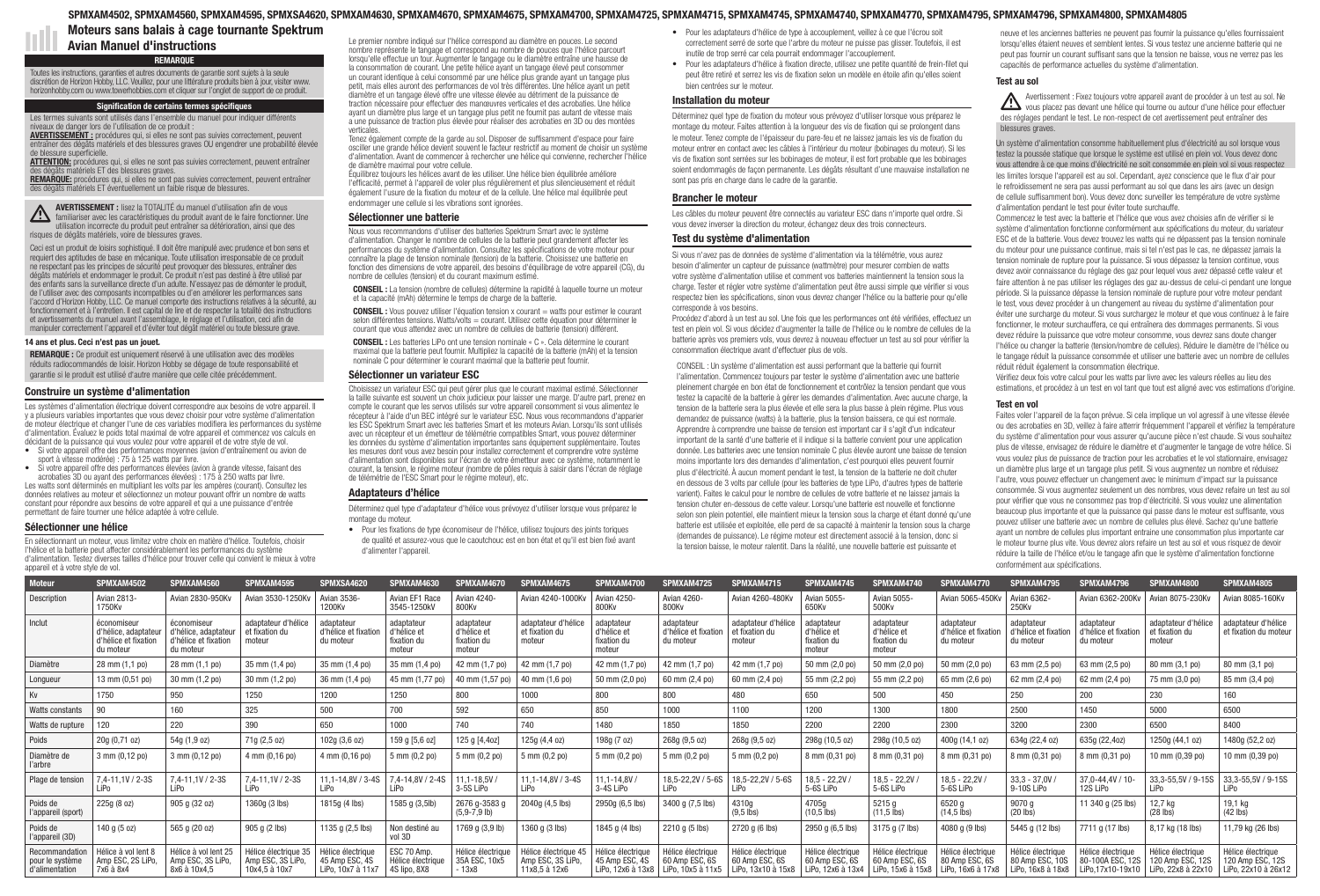# Moteurs sans balais à cage tournante Spektrum Avian Manuel d'instructions

SPMXAM4502, SPMXAM4560, SPMXAM4595, SPMXSA4620, SPMXAM4630, SPMXAM4670, SPMXAM4675, SPMXAM4700, SPMXAM4725, SPMXAM4715, SPMXAM4745, SPMXAM4740, SPMXAM4770, SPMXAM4795, SPMXAM4796, SPMXAM4800, SPMXAM4805

**REMARQUE**

Toutes les instructions, garanties et autres documents de garantie sont sujets à la seule discrétion de Horizon Hobby, LLC. Veuillez, pour une littérature produits bien à jour, visiter www.horizonhobby.com ou www.towerhobbies.com et cliquer sur l'onglet de support de ce produit.

**Signification de certains termes spécifiques**

Les termes suivants sont utilisés dans l'ensemble du manuel pour indiquer différents niveaux de danger lors de l'utilisation de ce produit :

**AVERTISSEMENT :** procédures qui, si elles ne sont pas suivies correctement, peuvent entraîner des dégâts matériels et des blessures graves OU engendrer une probabilité élevée de blessure superficielle.

**ATTENTION:** procédures qui, si elles ne sont pas suivies correctement, peuvent entraîner des dégâts matériels ET des blessures graves.

**REMARQUE:** procédures qui, si elles ne sont pas suivies correctement, peuvent entraîner des dégâts matériels ET éventuellement un faible risque de blessures.

**AVERTISSEMENT :** lisez la TOTALITÉ du manuel d'utilisation afin de vous familiariser avec les caractéristiques du produit avant de le faire fonctionner. Une utilisation incorrecte du produit peut entraîner sa détérioration, ainsi que des risques de dégâts matériels, voire de blessures graves.

Ceci est un produit de loisirs sophistiqué. Il doit être manipulé avec prudence et bon sens et requiert des aptitudes de base en mécanique. Toute utilisation irresponsable de ce produit ne respectant pas les principes de sécurité peut provoquer des blessures, entraîner des dégâts matériels et endommager le produit. Ce produit n'est pas destiné à être utilisé par des enfants sans la surveillance directe d'un adulte. N'essayez pas de démonter le produit, de l'utiliser avec des composants incompatibles ou d'en améliorer les performances sans l'accord d'Horizon Hobby, LLC. Ce manuel comporte des instructions relatives à la sécurité, au fonctionnement et à l'entretien. Il est capital de lire et de respecter la totalité des instructions et avertissements du manuel avant l'assemblage, le réglage et l'utilisation, ceci afin de manipuler correctement l'appareil et d'éviter tout dégât matériel ou toute blessure grave.

**14 ans et plus. Ceci n'est pas un jouet.**

**REMARQUE :** Ce produit est uniquement réservé à une utilisation avec des modèles réduits radiocommandés de loisir. Horizon Hobby se dégage de toute responsabilité et garantie si le produit est utilisé d'autre manière que celle citée précédemment.

## Construire un système d'alimentation

Les systèmes d'alimentation électrique doivent correspondre aux besoins de votre appareil. Il y a plusieurs variables importantes que vous devez choisir pour votre système d'alimentation de moteur électrique et changer l'une de ces variables modifiera les performances du système d'alimentation. Évaluez le poids total maximal de votre appareil et commencez vos calculs en décidant de la puissance qui vous voulez pour votre appareil et de votre style de vol.

- Si votre appareil offre des performances moyennes (avion d'entraînement ou avion de sport à vitesse modérée) : 75 à 125 watts par livre.
- Si votre appareil offre des performances élevées (avion à grande vitesse, faisant des acrobaties 3D ou ayant des performances élevées) : 175 à 250 watts par livre.

Les watts sont déterminés en multipliant les volts par les ampères (courant). Consultez les données relatives au moteur et sélectionnez un moteur pouvant offrir un nombre de watts constant pour répondre aux besoins de votre appareil et qui a une puissance d'entrée permettant de faire tourner une hélice adaptée à votre cellule.

## Sélectionner une hélice

En sélectionnant un moteur, vous limitez votre choix en matière d'hélice. Toutefois, choisir l'hélice et la batterie peut affecter considérablement les performances du système d'alimentation. Testez diverses tailles d'hélice pour trouver celle qui convient le mieux à votre appareil et à votre style de vol.

Le premier nombre indiqué sur l'hélice correspond au diamètre en pouces. Le second nombre représente le tangage et correspond au nombre de pouces que l'hélice parcourt lorsqu'elle effectue un tour. Augmenter le tangage ou le diamètre entraîne une hausse de la consommation de courant. Une petite hélice ayant un tangage élevé peut consommer un courant identique à celui consommé par une hélice plus grande ayant un tangage plus petit, mais elles auront des performances de vol très différentes. Une hélice ayant un petit diamètre et un tangage élevé offre une vitesse élevée au détriment de la puissance de traction nécessaire pour effectuer des manœuvres verticales et des acrobaties. Une hélice ayant un diamètre plus large et un tangage plus petit ne fournit pas autant de vitesse mais a une puissance de traction plus élevée pour réaliser des acrobaties en 3D ou des montées verticales.

Tenez également compte de la garde au sol. Disposer de suffisamment d'espace pour faire osciller une grande hélice devient souvent le facteur restrictif au moment de choisir un système d'alimentation. Avant de commencer à rechercher une hélice qui convienne, rechercher l'hélice de diamètre maximal pour votre cellule.

Équilibrez toujours les hélices avant de les utiliser. Une hélice bien équilibrée améliore l'efficacité, permet à l'appareil de voler plus régulièrement et plus silencieusement et réduit également l'usure de la fixation du moteur et de la cellule. Une hélice mal équilibrée peut endommager une cellule si les vibrations sont ignorées.

## Sélectionner une batterie

Nous vous recommandons d'utiliser des batteries Spektrum Smart avec le système d'alimentation. Changer le nombre de cellules de la batterie peut grandement affecter les performances du système d'alimentation. Consultez les spécifications de votre moteur pour connaître la plage de tension nominale (tension) de la batterie. Choisissez une batterie en fonction des dimensions de votre appareil, des besoins d'équilibrage de votre appareil (CG), du nombre de cellules (tension) et du courant maximum estimé.

**CONSEIL :** La tension (nombre de cellules) détermine la rapidité à laquelle tourne un moteur et la capacité (mAh) détermine le temps de charge de la batterie.

**CONSEIL :** Vous pouvez utiliser l'équation tension x courant = watts pour estimer le courant selon différentes tensions. Watts/volts = courant. Utilisez cette équation pour déterminer le courant que vous attendez avec un nombre de cellules de batterie (tension) différent.

**CONSEIL :** Les batteries LiPo ont une tension nominale « C ». Cela détermine le courant maximal que la batterie peut fournir. Multipliez la capacité de la batterie (mAh) et la tension nominale C pour déterminer le courant maximal que la batterie peut fournir.

## Sélectionner un variateur ESC

Choisissez un variateur ESC qui peut gérer plus que le courant maximal estimé. Sélectionner la taille suivante est souvent un choix judicieux pour laisser une marge. D'autre part, prenez en compte le courant que les servos utilisés sur votre appareil consomment si vous alimentez le récepteur à l'aide d'un BEC intégré sur le variateur ESC. Nous vous recommandons d'apparier les ESC Spektrum Smart avec les batteries Smart et les moteurs Avian. Lorsqu'ils sont utilisés avec un récepteur et un émetteur de télémétrie compatibles Smart, vous pouvez déterminer les données du système d'alimentation importantes sans équipement supplémentaire. Toutes les mesures dont vous avez besoin pour installer correctement et comprendre votre système d'alimentation sont disponibles sur l'écran de votre émetteur avec ce système, notamment le courant, la tension, le régime moteur (nombre de pôles requis à saisir dans l'écran de réglage de télémétrie de l'ESC Smart pour le régime moteur), etc.

## Adaptateurs d'hélice

Déterminez quel type d'adaptateur d'hélice vous prévoyez d'utiliser lorsque vous préparez le montage du moteur.

- Pour les fixations de type économiseur de l'hélice, utilisez toujours des joints toriques de qualité et assurez-vous que le caoutchouc est en bon état et qu'il est bien fixé avant d'alimenter l'appareil.
- Pour les adaptateurs d'hélice à type accouplement, veillez à ce que l'écrou soit correctement serré de sorte que l'arbre du moteur ne puisse pas glisser. Toutefois, il est inutile de trop serré car cela pourrait endommager l'accouplement.
- Pour les adaptateurs d'hélice à fixation directe, utilisez une petite quantité de frein-filet qui peut être retiré et serrez les vis de fixation selon un modèle en étoile afin qu'elles soient bien centrées sur le moteur.

## Installation du moteur

Déterminez quel type de fixation du moteur vous prévoyez d'utiliser lorsque vous préparez le montage du moteur. Faites attention à la longueur des vis de fixation qui se prolongent dans le moteur. Tenez compte de l'épaisseur du pare-feu et ne laissez jamais les vis de fixation du moteur entrer en contact avec les câbles à l'intérieur du moteur (bobinages du moteur). Si les vis de fixation sont serrées sur les bobinages de moteur, il est fort probable que les bobinages soient endommagés de façon permanente. Les dégâts résultant d'une mauvaise installation ne sont pas pris en charge dans le cadre de la garantie.

## Brancher le moteur

Les câbles du moteur peuvent être connectés au variateur ESC dans n'importe quel ordre. Si vous devez inverser la direction du moteur, échangez deux des trois connecteurs.

## Test du système d'alimentation

Si vous n'avez pas de données de système d'alimentation via la télémétrie, vous aurez besoin d'alimenter un capteur de puissance (wattmètre) pour mesurer combien de watts votre système d'alimentation utilise et comment vos batteries maintiennent la tension sous la charge. Tester et régler votre système d'alimentation peut être aussi simple que vérifier si vous respectez bien les spécifications, sinon vous devez changer l'hélice ou la batterie pour qu'elle corresponde à vos besoins.

Procédez d'abord à un test au sol. Une fois que les performances ont été vérifiées, effectuez un test en plein vol. Si vous décidez d'augmenter la taille de l'hélice ou le nombre de cellules de la batterie après vos premiers vols, vous devrez à nouveau effectuer un test au sol pour vérifier la consommation électrique avant d'effectuer plus de vols.

CONSEIL : Un système d'alimentation est aussi performant que la batterie qui fournit l'alimentation. Commencez toujours par tester le système d'alimentation avec une batterie pleinement chargée en bon état de fonctionnement et contrôlez la tension pendant que vous testez la capacité de la batterie à gérer les demandes d'alimentation. Avec aucune charge, la tension de la batterie sera la plus élevée et elle sera la plus basse à plein régime. Plus vous demandez de puissance (watts) à la batterie, plus la tension baissera, ce qui est normal. Apprendre à comprendre une baisse de tension est important car il s'agit d'un indicateur important de la santé d'une batterie et il indique si la batterie convient pour une application donnée. Les batteries avec une tension nominale C plus élevée auront une baisse de tension moins importante lors des demandes d'alimentation, c'est pourquoi elles peuvent fournir plus d'électricité. À aucun moment pendant le test, la tension de la batterie ne doit chuter en dessous de 3 volts par cellule (pour les batteries de type LiPo, d'autres types de batterie varient). Faites le calcul pour le nombre de cellules de votre batterie et ne laissez jamais la tension chuter en-dessous de cette valeur. Lorsqu'une batterie est nouvelle et fonctionne selon son plein potentiel, elle maintient mieux la tension sous la charge et étant donné qu'une batterie est utilisée et exploitée, elle perd de sa capacité à maintenir la tension sous la charge (demandes de puissance). Le régime moteur est directement associé à la tension, donc si la tension baisse, le moteur ralentit. Dans la réalité, une nouvelle batterie est puissante et neuve et les anciennes batteries ne peuvent pas fournir la puissance qu'elles fournissaient lorsqu'elles étaient neuves et semblent lentes. Si vous testez une ancienne batterie qui ne peut pas fournir un courant suffisant sans que la tension ne baisse, vous ne verrez pas les capacités de performance actuelles du système d'alimentation.

### Test au sol

Avertissement : Fixez toujours votre appareil avant de procéder à un test au sol. Ne vous placez pas devant une hélice qui tourne ou autour d'une hélice pour effectuer des réglages pendant le test. Le non-respect de cet avertissement peut entraîner des blessures graves.

Un système d'alimentation consomme habituellement plus d'électricité au sol lorsque vous testez la poussée statique que lorsque le système est utilisé en plein vol. Vous devez donc vous attendre à ce que moins d'électricité ne soit consommée en plein vol si vous respectez les limites lorsque l'appareil est au sol. Cependant, ayez conscience que le flux d'air pour le refroidissement ne sera pas aussi performant au sol que dans les airs (avec un design de cellule suffisamment bon). Vous devez donc surveiller les température de votre système d'alimentation pendant le test pour éviter toute surchauffe.

Commencez le test avec la batterie et l'hélice que vous avez choisies afin de vérifier si le système d'alimentation fonctionne conformément aux spécifications du moteur, du variateur ESC et de la batterie. Vous devez trouvez les watts qui ne dépassent pas la tension nominale du moteur pour une puissance continue, mais si tel n'est pas le cas, ne dépassez jamais la tension nominale de rupture pour la puissance. Si vous dépassez la tension continue, vous devez avoir connaissance du réglage des gaz pour lequel vous avez dépassé cette valeur et faire attention à ne pas utiliser les réglages des gaz au-dessus de celui-ci pendant une longue période. Si la puissance dépasse la tension nominale de rupture pour votre moteur pendant le test, vous devez procéder à un changement au niveau du système d'alimentation pour éviter une surcharge du moteur. Si vous surchargez le moteur et que vous continuez à le faire fonctionner, le moteur surchauffera, ce qui entraînera des dommages permanents. Si vous devez réduire la puissance que votre moteur consomme, vous devrez sans doute changer l'hélice ou changer la batterie (tension/nombre de cellules). Réduire le diamètre de l'hélice ou le tangage réduit la puissance consommée et utiliser une batterie avec un nombre de cellules réduit réduit également la consommation électrique.

Vérifiez deux fois votre calcul pour les watts par livre avec les valeurs réelles au lieu des estimations, et procédez à un test en vol tant que tout est aligné avec vos estimations d'origine.

### Test en vol

Faites voler l'appareil de la façon prévue. Si cela implique un vol agressif à une vitesse élevée ou des acrobaties en 3D, veillez à faire atterrir fréquemment l'appareil et vérifiez la température du système d'alimentation pour vous assurer qu'aucune pièce n'est chaude. Si vous souhaitez plus de vitesse, envisagez de réduire le diamètre et d'augmenter le tangage de votre hélice. Si vous voulez plus de puissance de traction pour les acrobaties et le vol stationnaire, envisagez un diamètre plus large et un tangage plus petit. Si vous augmentez un nombre et réduisez l'autre, vous pouvez effectuer un changement avec le minimum d'impact sur la puissance consommée. Si vous augmentez seulement un des nombres, vous devez refaire un test au sol pour vérifier que vous ne consommez pas trop d'électricité. Si vous voulez une alimentation beaucoup plus importante et que la puissance qui passe dans le moteur est suffisante, vous pouvez utiliser une batterie avec un nombre de cellules plus élevé. Sachez qu'une batterie ayant un nombre de cellules plus important entraîne une consommation plus importante car le moteur tourne plus vite. Vous devrez alors refaire un test au sol et vous risquez de devoir réduire la taille de l'hélice et/ou le tangage afin que le système d'alimentation fonctionne conformément aux spécifications.

| Moteur | SPMXAM4502 | SPMXAM4560 | SPMXAM4595 | SPMXSA4620 | SPMXAM4630 | SPMXAM4670 | SPMXAM4675 | SPMXAM4700 | SPMXAM4725 | SPMXAM4715 | SPMXAM4745 | SPMXAM4740 | SPMXAM4770 | SPMXAM4795 | SPMXAM4796 | SPMXAM4800 | SPMXAM4805 |
|---|---|---|---|---|---|---|---|---|---|---|---|---|---|---|---|---|---|
| Description | Avian 2813-1750Kv | Avian 2830-950Kv | Avian 3530-1250Kv | Avian 3536-1200Kv | Avian EF1 Race 3545-1250KV | Avian 4240-800Kv | Avian 4240-1000Kv | Avian 4250-800Kv | Avian 4260-800Kv | Avian 4260-480Kv | Avian 5055-650Kv | Avian 5055-500Kv | Avian 5065-450Kv | Avian 6362-250Kv | Avian 6362-200Kv | Avian 8075-230Kv | Avian 8085-160Kv |
| Inclut | économiseur d'hélice, adaptateur d'hélice et fixation du moteur | économiseur d'hélice, adaptateur d'hélice et fixation du moteur | adaptateur d'hélice et fixation du moteur | adaptateur d'hélice et fixation du moteur | adaptateur d'hélice et fixation du moteur | adaptateur d'hélice et fixation du moteur | adaptateur d'hélice et fixation du moteur | adaptateur d'hélice et fixation du moteur | adaptateur d'hélice et fixation du moteur | adaptateur d'hélice et fixation du moteur | adaptateur d'hélice et fixation du moteur | adaptateur d'hélice et fixation du moteur | adaptateur d'hélice et fixation du moteur | adaptateur d'hélice et fixation du moteur | adaptateur d'hélice et fixation du moteur | adaptateur d'hélice et fixation du moteur | adaptateur d'hélice et fixation du moteur |
| Diamètre | 28 mm (1,1 po) | 28 mm (1,1 po) | 35 mm (1,4 po) | 35 mm (1,4 po) | 35 mm (1,4 po) | 42 mm (1,7 po) | 42 mm (1,7 po) | 42 mm (1,7 po) | 42 mm (1,7 po) | 42 mm (1,7 po) | 50 mm (2,0 po) | 50 mm (2,0 po) | 50 mm (2,0 po) | 63 mm (2,5 po) | 63 mm (2,5 po) | 80 mm (3,1 po) | 80 mm (3,1 po) |
| Longueur | 13 mm (0,51 po) | 30 mm (1,2 po) | 30 mm (1,2 po) | 36 mm (1,4 po) | 45 mm (1,77 po) | 40 mm (1,57 po) | 40 mm (1,6 po) | 50 mm (2,0 po) | 60 mm (2,4 po) | 60 mm (2,4 po) | 55 mm (2,2 po) | 55 mm (2,2 po) | 65 mm (2,6 po) | 62 mm (2,4 po) | 62 mm (2,4 po) | 75 mm (3,0 po) | 85 mm (3,4 po) |
| Kv | 1750 | 950 | 1250 | 1200 | 1250 | 800 | 1000 | 800 | 800 | 480 | 650 | 500 | 450 | 250 | 200 | 230 | 160 |
| Watts constants | 90 | 160 | 325 | 500 | 700 | 592 | 650 | 850 | 1000 | 1100 | 1200 | 1300 | 1800 | 2500 | 1450 | 5000 | 6500 |
| Watts de rupture | 120 | 220 | 390 | 650 | 1000 | 740 | 740 | 1480 | 1850 | 1850 | 2200 | 2200 | 2300 | 3200 | 2300 | 6500 | 8400 |
| Poids | 20g (0,71 oz) | 54g (1,9 oz) | 71g (2,5 oz) | 102g (3,6 oz) | 159 g [5,6 oz] | 125 g [4,4oz] | 125g (4,4 oz) | 198g (7 oz) | 268g (9,5 oz) | 268g (9,5 oz) | 298g (10,5 oz) | 298g (10,5 oz) | 400g (14,1 oz) | 634g (22,4 oz) | 635g (22,4oz) | 1250g (44,1 oz) | 1480g (52,2 oz) |
| Diamètre de l'arbre | 3 mm (0,12 po) | 3 mm (0,12 po) | 4 mm (0,16 po) | 4 mm (0,16 po) | 5 mm (0,2 po) | 5 mm (0,2 po) | 5 mm (0,2 po) | 5 mm (0,2 po) | 5 mm (0,2 po) | 5 mm (0,2 po) | 8 mm (0,31 po) | 8 mm (0,31 po) | 8 mm (0,31 po) | 8 mm (0,31 po) | 8 mm (0,31 po) | 10 mm (0,39 po) | 10 mm (0,39 po) |
| Plage de tension | 7,4-11,1V / 2-3S LiPo | 7,4-11,1V / 2-3S LiPo | 7,4-11,1V / 2-3S LiPo | 11,1-14,8V / 3-4S LiPo | 7,4-14,8V / 2-4S LiPo | 11,1-18,5V / 3-5S LiPo | 11,1-14,8V / 3-4S LiPo | 11,1-14,8V / 3-4S LiPo | 18,5-22,2V / 5-6S LiPo | 18,5-22,2V / 5-6S LiPo | 18,5 - 22,2V / 5-6S LiPo | 18,5 - 22,2V / 5-6S LiPo | 18,5 - 22,2V / 5-6S LiPo | 33,3 - 37,0V / 9-10S LiPo | 37,0-44,4V / 10-12S LiPo | 33,3-55,5V / 9-15S LiPo | 33,3-55,5V / 9-15S LiPo |
| Poids de l'appareil (sport) | 225g (8 oz) | 905 g (32 oz) | 1360g (3 lbs) | 1815g (4 lbs) | 1585 g (3,5lb) | 2676 g-3583 g (5,9-7,9 lb) | 2040g (4,5 lbs) | 2950g (6,5 lbs) | 3400 g (7,5 lbs) | 4310g (9,5 lbs) | 4705g (10,5 lbs) | 5215 g (11,5 lbs) | 6520 g (14,5 lbs) | 9070 g (20 lbs) | 11 340 g (25 lbs) | 12,7 kg (28 lbs) | 19,1 kg (42 lbs) |
| Poids de l'appareil (3D) | 140 g (5 oz) | 565 g (20 oz) | 905 g (2 lbs) | 1135 g (2,5 lbs) | Non destiné au vol 3D | 1769 g (3,9 lb) | 1360 g (3 lbs) | 1845 g (4 lbs) | 2210 g (5 lbs) | 2720 g (6 lbs) | 2950 g (6,5 lbs) | 3175 g (7 lbs) | 4080 g (9 lbs) | 5445 g (12 lbs) | 7711 g (17 lbs) | 8,17 kg (18 lbs) | 11,79 kg (26 lbs) |
| Recommandation pour le système d'alimentation | Hélice à vol lent 8 Amp ESC, 2S LiPo, 7x6 à 8x4 | Hélice à vol lent 25 Amp ESC, 3S LiPo, 8x6 à 10x4,5 | Hélice électrique 35 Amp ESC, 3S LiPo, 10x4,5 à 10x7 | Hélice électrique 45 Amp ESC, 4S LiPo, 10x7 à 11x7 | ESC 70 Amp. Hélice électrique 4S lipo, 8X8 | Hélice électrique 35A ESC, 1x5 - 13x8 | Hélice électrique 45 Amp ESC, 3S LiPo, 11x8,5 à 12x6 | Hélice électrique 45 Amp ESC, 4S LiPo, 12x6 à 13x8 | Hélice électrique 60 Amp ESC, 6S LiPo, 10x5 à 11x5 | Hélice électrique 60 Amp ESC, 6S LiPo, 13x10 à 15x8 | Hélice électrique 60 Amp ESC, 6S LiPo, 12x6 à 13x4 | Hélice électrique 60 Amp ESC, 6S LiPo, 15x6 à 15x8 | Hélice électrique 80 Amp ESC, 6S LiPo, 16x6 à 17x8 | Hélice électrique 80 Amp ESC, 10S LiPo, 16x8 à 18x8 | Hélice électrique 80-100A ESC, 12S LiPo,17x10-19x10 | Hélice électrique 120 Amp ESC, 12S LiPo, 22x8 à 22x10 | Hélice électrique 120 Amp ESC, 12S LiPo, 22x10 à 26x12 |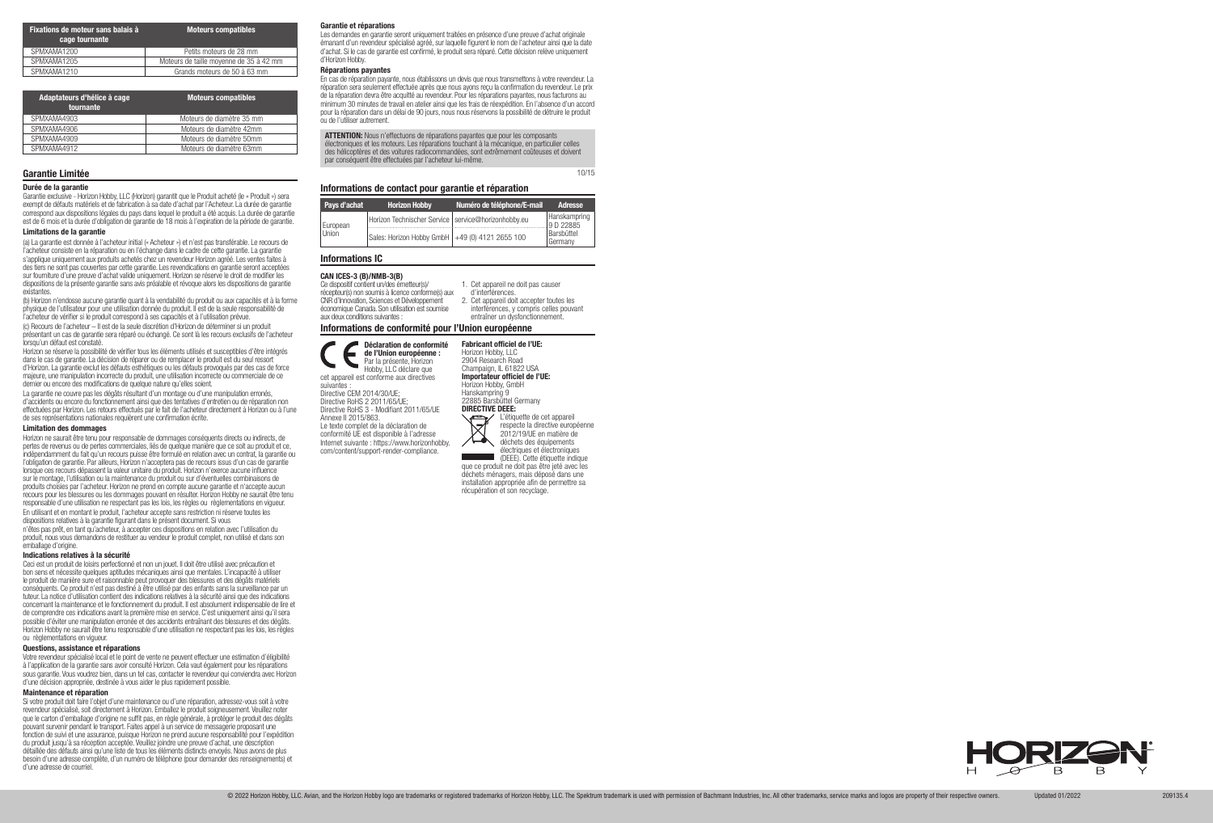| Fixations de moteur sans balais à cage tournante | Moteurs compatibles |
|---|---|
| SPMXAMA1200 | Petits moteurs de 28 mm |
| SPMXAMA1205 | Moteurs de taille moyenne de 35 à 42 mm |
| SPMXAMA1210 | Grands moteurs de 50 à 63 mm |

| Adaptateurs d'hélice à cage tournante | Moteurs compatibles |
|---|---|
| SPMXAMA4903 | Moteurs de diamètre 35 mm |
| SPMXAMA4906 | Moteurs de diamètre 42mm |
| SPMXAMA4909 | Moteurs de diamètre 50mm |
| SPMXAMA4912 | Moteurs de diamètre 63mm |

## Garantie Limitée

### Durée de la garantie

Garantie exclusive - Horizon Hobby, LLC (Horizon) garantit que le Produit acheté (le « Produit ») sera exempt de défauts matériels et de fabrication à sa date d'achat par l'Acheteur. La durée de garantie correspond aux dispositions légales du pays dans lequel le produit a été acquis. La durée de garantie est de 6 mois et la durée d'obligation de garantie de 18 mois à l'expiration de la période de garantie.

### Limitations de la garantie

(a) La garantie est donnée à l'acheteur initial (« Acheteur ») et n'est pas transférable. Le recours de l'acheteur consiste en la réparation ou en l'échange dans le cadre de cette garantie. La garantie s'applique uniquement aux produits achetés chez un revendeur Horizon agréé. Les ventes faites à des tiers ne sont pas couvertes par cette garantie. Les revendications en garantie seront acceptées sur fourniture d'une preuve d'achat valide uniquement. Horizon se réserve le droit de modifier les dispositions de la présente garantie sans avis préalable et révoque alors les dispositions de garantie existantes.

(b) Horizon n'endosse aucune garantie quant à la vendabilité du produit ou aux capacités et à la forme physique de l'utilisateur pour une utilisation donnée du produit. Il est de la seule responsabilité de l'acheteur de vérifier si le produit correspond à ses capacités et à l'utilisation prévue.

(c) Recours de l'acheteur – Il est de la seule discrétion d'Horizon de déterminer si un produit présentant un cas de garantie sera réparé ou échangé. Ce sont là les recours exclusifs de l'acheteur lorsqu'un défaut est constaté.

Horizon se réserve la possibilité de vérifier tous les éléments utilisés et susceptibles d'être intégrés dans le cas de garantie. La décision de réparer ou de remplacer le produit est du seul ressort d'Horizon. La garantie exclut les défauts esthétiques ou les défauts provoqués par des cas de force majeure, une manipulation incorrecte du produit, une utilisation incorrecte ou commerciale de ce dernier ou encore des modifications de quelque nature qu'elles soient.

La garantie ne couvre pas les dégâts résultant d'un montage ou d'une manipulation erronés, d'accidents ou encore du fonctionnement ainsi que des tentatives d'entretien ou de réparation non effectuées par Horizon. Les retours effectués par le fait de l'acheteur directement à Horizon ou à l'une de ses représentations nationales requièrent une confirmation écrite.

### Limitation des dommages

Horizon ne saurait être tenu pour responsable de dommages conséquents directs ou indirects, de pertes de revenus ou de pertes commerciales, liés de quelque manière que ce soit au produit et ce, indépendamment du fait qu'un recours puisse être formulé en relation avec un contrat, la garantie ou l'obligation de garantie. Par ailleurs, Horizon n'acceptera pas de recours issus d'un cas de garantie lorsque ces recours dépassent la valeur unitaire du produit. Horizon n'exerce aucune influence sur le montage, l'utilisation ou la maintenance du produit ou sur d'éventuelles combinaisons de produits choisies par l'acheteur. Horizon ne prend en compte aucune garantie et n'accepte aucun recours pour les blessures ou les dommages pouvant en résulter. Horizon Hobby ne saurait être tenu responsable d'une utilisation ne respectant pas les lois, les règles ou réglementations en vigueur.

En utilisant et en montant le produit, l'acheteur accepte sans restriction ni réserve toutes les dispositions relatives à la garantie figurant dans le présent document. Si vous n'êtes pas prêt, en tant qu'acheteur, à accepter ces dispositions en relation avec l'utilisation du produit, nous vous demandons de restituer au vendeur le produit complet, non utilisé et dans son emballage d'origine.

### Indications relatives à la sécurité

Ceci est un produit de loisirs perfectionné et non un jouet. Il doit être utilisé avec précaution et bon sens et nécessite quelques aptitudes mécaniques ainsi que mentales. L'incapacité à utiliser le produit de manière sure et raisonnable peut provoquer des blessures et des dégâts matériels conséquents. Ce produit n'est pas destiné à être utilisé par des enfants sans la surveillance par un tuteur. La notice d'utilisation contient des indications relatives à la sécurité ainsi que des indications concernant la maintenance et le fonctionnement du produit. Il est absolument indispensable de lire et de comprendre ces indications avant la première mise en service. C'est uniquement ainsi qu'il sera possible d'éviter une manipulation erronée et des accidents entraînant des blessures et des dégâts. Horizon Hobby ne saurait être tenu responsable d'une utilisation ne respectant pas les lois, les règles ou réglementations en vigueur.

### Questions, assistance et réparations

Votre revendeur spécialisé local et le point de vente ne peuvent effectuer une estimation d'éligibilité à l'application de la garantie sans avoir consulté Horizon. Cela vaut également pour les réparations sous garantie. Vous voudrez bien, dans un tel cas, contacter le revendeur qui conviendra avec Horizon d'une décision appropriée, destinée à vous aider le plus rapidement possible.

### Maintenance et réparation

Si votre produit doit faire l'objet d'une maintenance ou d'une réparation, adressez-vous soit à votre revendeur spécialisé, soit directement à Horizon. Emballez le produit soigneusement. Veuillez noter que le carton d'emballage d'origine ne suffit pas, en règle générale, à protéger le produit des dégâts pouvant survenir pendant le transport. Faites appel à un service de messagerie proposant une fonction de suivi et une assurance, puisque Horizon ne prend aucune responsabilité pour l'expédition du produit jusqu'à sa réception acceptée. Veuillez joindre une preuve d'achat, une description détaillée des défauts ainsi qu'une liste de tous les éléments distincts envoyés. Nous avons de plus besoin d'une adresse complète, d'un numéro de téléphone (pour demander des renseignements) et d'une adresse de courriel.

### Garantie et réparations

Les demandes en garantie seront uniquement traitées en présence d'une preuve d'achat originale émanant d'un revendeur spécialisé agréé, sur laquelle figurent le nom de l'acheteur ainsi que la date d'achat. Si le cas de garantie est confirmé, le produit sera réparé. Cette décision relève uniquement d'Horizon Hobby.

### Réparations payantes

En cas de réparation payante, nous établissons un devis que nous transmettons à votre revendeur. La réparation sera seulement effectuée après que nous ayons reçu la confirmation du revendeur. Le prix de la réparation devra être acquitté au revendeur. Pour les réparations payantes, nous facturons au minimum 30 minutes de travail en atelier ainsi que les frais de réexpédition. En l'absence d'un accord pour la réparation dans un délai de 90 jours, nous nous réservons la possibilité de détruire le produit ou de l'utiliser autrement.

**ATTENTION:** Nous n'effectuons de réparations payantes que pour les composants électroniques et les moteurs. Les réparations touchant à la mécanique, en particulier celles des hélicoptères et des voitures radiocommandées, sont extrêmement coûteuses et doivent par conséquent être effectuées par l'acheteur lui-même.

10/15

## Informations de contact pour garantie et réparation

| Pays d'achat | Horizon Hobby | Numéro de téléphone/E-mail | Adresse |
|---|---|---|---|
| European Union | Horizon Technischer Service | service@horizonhobby.eu | Hanskampring 9 D 22885 Barsbüttel Germany |
| | Sales: Horizon Hobby GmbH | +49 (0) 4121 2655 100 | |

## Informations IC

### CAN ICES-3 (B)/NMB-3(B)

Ce dispositif contient un/des émetteur(s)/récepteur(s) non soumis à licence conforme(s) aux CNR d'Innovation, Sciences et Développement économique Canada. Son utilisation est soumise aux deux conditions suivantes :

1. Cet appareil ne doit pas causer d'interférences.
2. Cet appareil doit accepter toutes les interférences, y compris celles pouvant entraîner un dysfonctionnement.

## Informations de conformité pour l'Union européenne

**Déclaration de conformité de l'Union européenne :** Par la présente, Horizon Hobby, LLC déclare que cet appareil est conforme aux directives suivantes :

Directive CEM 2014/30/UE;
Directive RoHS 2 2011/65/UE;
Directive RoHS 3 - Modifiant 2011/65/UE Annexe II 2015/863.

Le texte complet de la déclaration de conformité UE est disponible à l'adresse Internet suivante : https://www.horizonhobby.com/content/support-render-compliance.

**Fabricant officiel de l'UE:**
Horizon Hobby, LLC
2904 Research Road
Champaign, IL 61822 USA

**Importateur officiel de l'UE:**
Horizon Hobby, GmbH
Hanskampring 9
22885 Barsbüttel Germany

**DIRECTIVE DEEE:**
L'étiquette de cet appareil respecte la directive européenne 2012/19/UE en matière de déchets des équipements électriques et électroniques (DEEE). Cette étiquette indique que ce produit ne doit pas être jeté avec les déchets ménagers, mais déposé dans une installation appropriée afin de permettre sa récupération et son recyclage.

© 2022 Horizon Hobby, LLC. Avian, and the Horizon Hobby logo are trademarks or registered trademarks of Horizon Hobby, LLC. The Spektrum trademark is used with permission of Bachmann Industries, Inc. All other trademarks, service marks and logos are property of their respective owners. Updated 01/2022 209135.4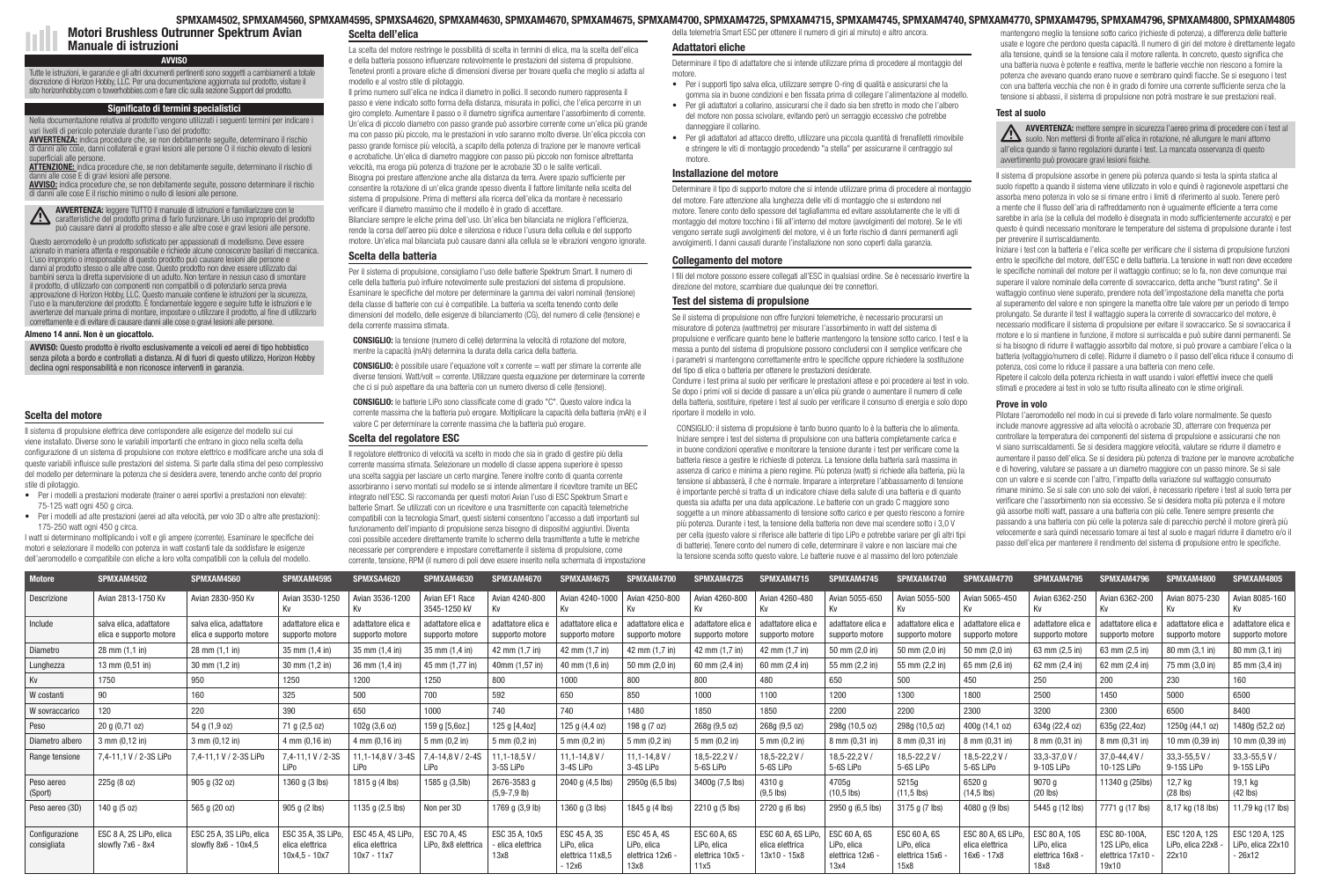# Motori Brushless Outrunner Spektrum Avian

## Manuale di istruzioni

**AVVISO**

Tutte le istruzioni, le garanzie e gli altri documenti pertinenti sono soggetti a cambiamenti a totale discrezione di Horizon Hobby, LLC. Per una documentazione aggiornata sul prodotto, visitare il sito horizonhobby.com o towerhobbies.com e fare clic sulla sezione Support del prodotto.

**Significato di termini specialistici**

Nella documentazione relativa al prodotto vengono utilizzati i seguenti termini per indicare i vari livelli di pericolo potenziale durante l'uso del prodotto:

**AVVERTENZA:** indica procedure che, se non debitamente seguite, determinano il rischio di danni alle cose, danni collaterali e gravi lesioni alle persone O il rischio elevato di lesioni superficiali alle persone.

**ATTENZIONE:** indica procedure che, se non debitamente seguite, determinano il rischio di danni alle cose E di gravi lesioni alle persone.

**AVVISO:** indica procedure che, se non debitamente seguite, possono determinare il rischio di danni alle cose E il rischio minimo o nullo di lesioni alle persone.

**AVVERTENZA:** leggere TUTTO il manuale di istruzioni e familiarizzare con le caratteristiche del prodotto prima di farlo funzionare. Un uso improprio del prodotto può causare danni al prodotto stesso e alle altre cose e gravi lesioni alle persone.

Questo aeromodello è un prodotto sofisticato per appassionati di modellismo. Deve essere azionato in maniera attenta e responsabile e richiede alcune conoscenze basilari di meccanica. L'uso improprio o irresponsabile di questo prodotto può causare lesioni alle persone e danni al prodotto stesso o alle altre cose. Questo prodotto non deve essere utilizzato dai bambini senza la diretta supervisione di un adulto. Non tentare in nessun caso di smontare il prodotto, di utilizzarlo con componenti non compatibili o di potenziarlo senza previa approvazione di Horizon Hobby, LLC. Questo manuale contiene le istruzioni per la sicurezza, l'uso e la manutenzione del prodotto. È fondamentale leggere e seguire tutte le istruzioni e le avvertenze del manuale prima di montare, impostare o utilizzare il prodotto, al fine di utilizzarlo correttamente e di evitare di causare danni alle cose o gravi lesioni alle persone.

**Almeno 14 anni. Non è un giocattolo.**

**AVVISO:** Questo prodotto è rivolto esclusivamente a veicoli ed aerei di tipo hobbistico senza pilota a bordo e controllati a distanza. Al di fuori di questo utilizzo, Horizon Hobby declina ogni responsabilità e non riconosce interventi in garanzia.

### Scelta del motore

Il sistema di propulsione elettrica deve corrispondere alle esigenze del modello sul cui viene installato. Diverse sono le variabili importanti che entrano in gioco nella scelta della configurazione di un sistema di propulsione con motore elettrico e modificare anche una sola di queste variabili influisce sulle prestazioni del sistema. Si parte dalla stima del peso complessivo del modello per determinare la potenza che si desidera avere, tenendo anche conto del proprio stile di pilotaggio.

- Per i modelli a prestazioni moderate (trainer o aerei sportivi a prestazioni non elevate): 75-125 watt ogni 450 g circa.
- Per i modelli ad alte prestazioni (aerei ad alta velocità, per volo 3D o altre alte prestazioni): 175-250 watt ogni 450 g circa.

I watt si determinano moltiplicando i volt e gli ampere (corrente). Esaminare le specifiche dei motori e selezionare il modello con potenza in watt costanti tale da soddisfare le esigenze dell'aeromodello e compatibile con eliche a loro volta compatibili con la cellula del modello.

### Scelta dell'elica

La scelta del motore restringe le possibilità di scelta in termini di elica, ma la scelta dell'elica e della batteria possono influenzare notevolmente le prestazioni del sistema di propulsione. Tenetevi pronti a provare eliche di dimensioni diverse per trovare quella che meglio si adatta al modello e al vostro stile di pilotaggio.

Il primo numero sull'elica ne indica il diametro in pollici. Il secondo numero rappresenta il passo e viene indicato sotto forma della distanza, misurata in pollici, che l'elica percorre in un giro completo. Aumentare il passo o il diametro significa aumentare l'assorbimento di corrente. Un'elica di piccolo diametro con passo grande può assorbire corrente come un'elica più grande ma con passo più piccolo, ma le prestazioni in volo saranno molto diverse. Un'elica piccola con passo grande fornisce più velocità, a scapito della potenza di trazione per le manovre verticali e acrobatiche. Un'elica di diametro maggiore con passo più piccolo non fornisce altrettanta velocità, ma eroga più potenza di trazione per le acrobazie 3D o le salite verticali.

Bisogna poi prestare attenzione anche alla distanza da terra. Avere spazio sufficiente per consentire la rotazione di un'elica grande spesso diventa il fattore limitante nella scelta del sistema di propulsione. Prima di mettersi alla ricerca dell'elica da montare è necessario verificare il diametro massimo che il modello è in grado di accettare.

Bilanciare sempre le eliche prima dell'uso. Un'elica ben bilanciata ne migliora l'efficienza, rende la corsa dell'aereo più dolce e silenziosa e riduce l'usura della cellula e del supporto motore. Un'elica mal bilanciata può causare danni alla cellula se le vibrazioni vengono ignorate.

### Scelta della batteria

Per il sistema di propulsione, consigliamo l'uso delle batterie Spektrum Smart. Il numero di celle della batteria può influire notevolmente sulle prestazioni del sistema di propulsione. Esaminare le specifiche del motore per determinare la gamma dei valori nominali (tensione) della classe di batterie con cui è compatibile. La batteria va scelta tenendo conto delle dimensioni del modello, delle esigenze di bilanciamento (CG), del numero di celle (tensione) e della corrente massima stimata.

**CONSIGLIO:** la tensione (numero di celle) determina la velocità di rotazione del motore, mentre la capacità (mAh) determina la durata della carica della batteria.

**CONSIGLIO:** è possibile usare l'equazione volt x corrente = watt per stimare la corrente alle diverse tensioni. Watt/volt = corrente. Utilizzare questa equazione per determinare la corrente che ci si può aspettare da una batteria con un numero diverso di celle (tensione).

**CONSIGLIO:** le batterie LiPo sono classificate come di grado "C". Questo valore indica la corrente massima che la batteria può erogare. Moltiplicare la capacità della batteria (mAh) e il valore C per determinare la corrente massima che la batteria può erogare.

### Scelta del regolatore ESC

Il regolatore elettronico di velocità va scelto in modo che sia in grado di gestire più della corrente massima stimata. Selezionare un modello di classe appena superiore è spesso una scelta saggia per lasciare un certo margine. Tenere inoltre conto di quanta corrente assorbiranno i servo montati sul modello se si intende alimentare il ricevitore tramite un BEC integrato nell'ESC. Si raccomanda per questi motori Avian l'uso di ESC Spektrum Smart e batterie Smart. Se utilizzati con un ricevitore e una trasmittente con capacità telemetriche compatibili con la tecnologia Smart, questi sistemi consentono l'accesso a dati importanti sul funzionamento dell'impianto di propulsione senza bisogno di dispositivi aggiuntivi. Diventa così possibile accedere direttamente tramite lo schermo della trasmittente a tutte le metriche necessarie per comprendere e impostare correttamente il sistema di propulsione, come corrente, tensione, RPM (il numero di poli deve essere inserito nella schermata di impostazione della telemetria Smart ESC per ottenere il numero di giri al minuto) e altro ancora.

### Adattatori eliche

Determinare il tipo di adattatore che si intende utilizzare prima di procedere al montaggio del motore.

- Per i supporti tipo salva elica, utilizzare sempre O-ring di qualità e assicurarsi che la gomma sia in buone condizioni e ben fissata prima di collegare l'alimentazione al modello.
- Per gli adattatori a collarino, assicurarsi che il dado sia ben stretto in modo che l'albero del motore non possa scivolare, evitando però un serraggio eccessivo che potrebbe danneggiare il collarino.
- Per gli adattatori ad attacco diretto, utilizzare una piccola quantità di frenafiletti rimovibile e stringere le viti di montaggio procedendo "a stella" per assicurarne il centraggio sul motore.

### Installazione del motore

Determinare il tipo di supporto motore che si intende utilizzare prima di procedere al montaggio del motore. Fare attenzione alla lunghezza delle viti di montaggio che si estendono nel motore. Tenere conto dello spessore del tagliafiamma ed evitare assolutamente che le viti di montaggio del motore tocchino i fili all'interno del motore (avvolgimenti del motore). Se le viti vengono serrate sugli avvolgimenti del motore, vi è un forte rischio di danni permanenti agli avvolgimenti. I danni causati durante l'installazione non sono coperti dalla garanzia.

### Collegamento del motore

I fili del motore possono essere collegati all'ESC in qualsiasi ordine. Se è necessario invertire la direzione del motore, scambiare due qualunque dei tre connettori.

### Test del sistema di propulsione

Se il sistema di propulsione non offre funzioni telemetriche, è necessario procurarsi un misuratore di potenza (wattmetro) per misurare l'assorbimento in watt del sistema di propulsione e verificare quanto bene le batterie mantengono la tensione sotto carico. I test e la messa a punto del sistema di propulsione possono concludersi con il semplice verificare che i parametri si mantengono correttamente entro le specifiche oppure richiedere la sostituzione del tipo di elica o batteria per ottenere le prestazioni desiderate.

Condurre i test prima al suolo per verificare le prestazioni attese e poi procedere ai test in volo. Se dopo i primi voli si decide di passare a un'elica più grande o aumentare il numero di celle della batteria, sostituire, ripetere i test al suolo per verificare il consumo di energia e solo dopo riportare il modello in volo.

CONSIGLIO: il sistema di propulsione è tanto buono quanto lo è la batteria che lo alimenta. Iniziare sempre i test del sistema di propulsione con una batteria completamente carica e in buone condizioni operative e monitorare la tensione durante i test per verificare come la batteria riesce a gestire le richieste di potenza. La tensione della batteria sarà massima in assenza di carico e minima a pieno regime. Più potenza (watt) si richiede alla batteria, più la tensione si abbasserà, il che è normale. Imparare a interpretare l'abbassamento di tensione è importante perché si tratta di un indicatore chiave della salute di una batteria e di quanto questa sia adatta per una data applicazione. Le batterie con un grado C maggiore sono soggette a un minore abbassamento di tensione sotto carico e per questo riescono a fornire più potenza. Durante i test, la tensione della batteria non deve mai scendere sotto i 3,0 V per cella (questo valore si riferisce alle batterie di tipo LiPo e potrebbe variare per gli altri tipi di batterie). Tenere conto del numero di celle, determinare il valore e non lasciare mai che la tensione scenda sotto questo valore. Le batterie nuove e al massimo del loro potenziale mantengono meglio la tensione sotto carico (richieste di potenza), a differenza delle batterie usate e logore che perdono questa capacità. Il numero di giri del motore è direttamente legato alla tensione, quindi se la tensione cala il motore rallenta. In concreto, questo significa che una batteria nuova è potente e reattiva, mentre le batterie vecchie non riescono a fornire la potenza che avevano quando erano nuove e sembrano quindi fiacche. Se si eseguono i test con una batteria vecchia che non è in grado di fornire una corrente sufficiente senza che la tensione si abbassi, il sistema di propulsione non potrà mostrare le sue prestazioni reali.

### Test al suolo

**AVVERTENZA:** mettere sempre in sicurezza l'aereo prima di procedere con i test al suolo. Non mettersi di fronte all'elica in rotazione, né allungare le mani attorno all'elica quando si fanno regolazioni durante i test. La mancata osservanza di questo avvertimento può provocare gravi lesioni fisiche.

Il sistema di propulsione assorbe in genere più potenza quando si testa la spinta statica al suolo rispetto a quando il sistema viene utilizzato in volo e quindi è ragionevole aspettarsi che assorba meno potenza in volo se si rimane entro i limiti di riferimento al suolo. Tenere però a mente che il flusso dell'aria di raffreddamento non è ugualmente efficiente a terra come sarebbe in aria (se la cellula del modello è disegnata in modo sufficientemente accurato) e per questo è quindi necessario monitorare le temperature del sistema di propulsione durante i test per prevenire il surriscaldamento.

Iniziare i test con la batteria e l'elica scelte per verificare che il sistema di propulsione funzioni entro le specifiche del motore, dell'ESC e della batteria. La tensione in watt non deve eccedere le specifiche nominali del motore per il wattaggio continuo; se lo fa, non deve comunque mai superare il valore nominale della corrente di sovraccarico, detta anche "burst rating". Se il wattaggio continuo viene superato, prendere nota dell'impostazione della manetta che porta al superamento del valore e non spingere la manetta oltre tale valore per un periodo di tempo prolungato. Se durante i test il wattaggio supera la corrente di sovraccarico del motore, è necessario modificare il sistema di propulsione per evitare il sovraccarico. Se il sovraccarico il motore e lo si mantiene in funzione, il motore si surriscalda e può subire danni permanenti. Se si ha bisogno di ridurre il wattaggio assorbito dal motore, si può provare a cambiare l'elica o la batteria (voltaggio/numero di celle). Ridurre il diametro o il passo dell'elica riduce il consumo di potenza, così come lo riduce il passare a una batteria con meno celle.

Ripetere il calcolo della potenza richiesta in watt usando i valori effettivi invece che quelli stimati e procedere ai test in volo se tutto risulta allineato con le stime originali.

### Prove in volo

Pilotare l'aeromodello nel modo in cui si prevede di farlo volare normalmente. Se questo include manovre aggressive ad alta velocità o acrobazie 3D, atterrare con frequenza per controllare la temperatura dei componenti del sistema di propulsione e assicurarsi che non vi siano surriscaldamenti. Se si desidera maggiore velocità, valutare se ridurre il diametro e aumentare il passo dell'elica. Se si desidera più potenza di trazione per le manovre acrobatiche e di hovering, valutare se passare a un diametro maggiore con un passo minore. Se si sale con un valore e si scende con l'altro, l'impatto della variazione sul wattaggio consumato rimane minimo. Se si sale con uno solo dei valori, è necessario ripetere i test al suolo terra per verificare che l'assorbimento non sia eccessivo. Se si desidera molta più potenza e il motore già assorbe molti watt, passare a una batteria con più celle. Tenere sempre presente che passando a una batteria con più celle la potenza sale di parecchio perché il motore girerà più velocemente e sarà quindi necessario tornare ai test al suolo e magari ridurre il diametro e/o il passo dell'elica per mantenere il rendimento del sistema di propulsione entro le specifiche.

| Motore | SPMXAM4502 | SPMXAM4560 | SPMXAM4595 | SPMXSA4620 | SPMXAM4630 | SPMXAM4670 | SPMXAM4675 | SPMXAM4700 | SPMXAM4725 | SPMXAM4715 | SPMXAM4745 | SPMXAM4740 | SPMXAM4770 | SPMXAM4795 | SPMXAM4796 | SPMXAM4800 | SPMXAM4805 |
|---|---|---|---|---|---|---|---|---|---|---|---|---|---|---|---|---|---|
| Descrizione | Avian 2813-1750 Kv | Avian 2830-950 Kv | Avian 3530-1250 Kv | Avian 3536-1200 Kv | Avian EF1 Race 3545-1250 kV | Avian 4240-800 Kv | Avian 4240-1000 Kv | Avian 4250-800 Kv | Avian 4260-800 Kv | Avian 4260-480 Kv | Avian 5055-650 Kv | Avian 5055-500 Kv | Avian 5065-450 Kv | Avian 6362-250 Kv | Avian 6362-200 Kv | Avian 8075-230 Kv | Avian 8085-160 Kv |
| Include | salva elica, adattatore elica e supporto motore | salva elica, adattatore elica e supporto motore | adattatore elica e supporto motore | adattatore elica e supporto motore | adattatore elica e supporto motore | adattatore elica e supporto motore | adattatore elica e supporto motore | adattatore elica e supporto motore | adattatore elica e supporto motore | adattatore elica e supporto motore | adattatore elica e supporto motore | adattatore elica e supporto motore | adattatore elica e supporto motore | adattatore elica e supporto motore | adattatore elica e supporto motore | adattatore elica e supporto motore | adattatore elica e supporto motore |
| Diametro | 28 mm (1,1 in) | 28 mm (1,1 in) | 35 mm (1,4 in) | 35 mm (1,4 in) | 35 mm (1,4 in) | 42 mm (1,7 in) | 42 mm (1,7 in) | 42 mm (1,7 in) | 42 mm (1,7 in) | 42 mm (1,7 in) | 50 mm (2,0 in) | 50 mm (2,0 in) | 50 mm (2,0 in) | 63 mm (2,5 in) | 63 mm (2,5 in) | 80 mm (3,1 in) | 80 mm (3,1 in) |
| Lunghezza | 13 mm (0,51 in) | 30 mm (1,2 in) | 30 mm (1,2 in) | 36 mm (1,4 in) | 45 mm (1,77 in) | 40mm (1,57 in) | 40 mm (1,6 in) | 50 mm (2,0 in) | 60 mm (2,4 in) | 60 mm (2,4 in) | 55 mm (2,2 in) | 55 mm (2,2 in) | 65 mm (2,6 in) | 62 mm (2,4 in) | 62 mm (2,4 in) | 75 mm (3,0 in) | 85 mm (3,4 in) |
| Kv | 1750 | 950 | 1250 | 1200 | 1250 | 800 | 1000 | 800 | 800 | 480 | 650 | 500 | 450 | 250 | 200 | 230 | 160 |
| W costanti | 90 | 160 | 325 | 500 | 700 | 592 | 650 | 850 | 1000 | 1100 | 1200 | 1300 | 1800 | 2500 | 1450 | 5000 | 6500 |
| W sovraccarico | 120 | 220 | 390 | 650 | 1000 | 740 | 740 | 1480 | 1850 | 1850 | 2200 | 2200 | 2300 | 3200 | 2300 | 6500 | 8400 |
| Peso | 20 g (0,71 oz) | 54 g (1,9 oz) | 71 g (2,5 oz) | 102g (3,6 oz) | 159 g [5,6oz.] | 125 g [4,4oz] | 125 g (4,4 oz) | 198 g (7 oz) | 268g (9,5 oz) | 268g (9,5 oz) | 298g (10,5 oz) | 298g (10,5 oz) | 400g (14,1 oz) | 634g (22,4 oz) | 635g (22,4oz) | 1250g (44,1 oz) | 1480g (52,2 oz) |
| Diametro albero | 3 mm (0,12 in) | 3 mm (0,12 in) | 4 mm (0,16 in) | 4 mm (0,16 in) | 5 mm (0,2 in) | 5 mm (0,2 in) | 5 mm (0,2 in) | 5 mm (0,2 in) | 5 mm (0,2 in) | 5 mm (0,2 in) | 8 mm (0,31 in) | 8 mm (0,31 in) | 8 mm (0,31 in) | 8 mm (0,31 in) | 8 mm (0,31 in) | 10 mm (0,39 in) | 10 mm (0,39 in) |
| Range tensione | 7,4-11,1 V / 2-3S LiPo | 7,4-11,1 V / 2-3S LiPo | 7,4-11,1 V / 2-3S LiPo | 11,1-14,8 V / 3-4S LiPo | 7,4-14,8 V / 2-4S LiPo | 11,1-18,5 V / 3-5S LiPo | 11,1-14,8 V / 3-4S LiPo | 11,1-14,8 V / 3-4S LiPo | 18,5-22,2 V / 5-6S LiPo | 18,5-22,2 V / 5-6S LiPo | 18,5-22,2 V / 5-6S LiPo | 18,5-22,2 V / 5-6S LiPo | 18,5-22,2 V / 5-6S LiPo | 33,3-37,0 V / 9-10S LiPo | 37,0-44,4 V / 10-12S LiPo | 33,3-55,5 V / 9-15S LiPo | 33,3-55,5 V / 9-15S LiPo |
| Peso aereo (Sport) | 225g (8 oz) | 905 g (32 oz) | 1360 g (3 lbs) | 1815 g (4 lbs) | 1585 g (3,5lb) | 2676-3583 g (5,9-7,9 lb) | 2040 g (4,5 lbs) | 2950g (6,5 lbs) | 3400g (7,5 lbs) | 4310 g (9,5 lbs) | 4705g (10,5 lbs) | 5215g (11,5 lbs) | 6520 g (14,5 lbs) | 9070 g (20 lbs) | 11340 g (25lbs) | 12,7 kg (28 lbs) | 19,1 kg (42 lbs) |
| Peso aereo (3D) | 140 g (5 oz) | 565 g (20 oz) | 905 g (2 lbs) | 1135 g (2.5 lbs) | Non per 3D | 1769 g (3,9 lb) | 1360 g (3 lbs) | 1845 g (4 lbs) | 2210 g (5 lbs) | 2720 g (6 lbs) | 2950 g (6,5 lbs) | 3175 g (7 lbs) | 4080 g (9 lbs) | 5445 g (12 lbs) | 7771 g (17 lbs) | 8,17 kg (18 lbs) | 11,79 kg (17 lbs) |
| Configurazione consigliata | ESC 8 A, 2S LiPo, elica slowfly 7x6 - 8x4 | ESC 25 A, 3S LiPo, elica slowfly 8x6 - 10x4,5 | ESC 35 A, 3S LiPo, elica elettrica 10x4,5 - 10x7 | ESC 45 A, 4S LiPo, elica elettrica 10x7 - 11x7 | ESC 70 A, 4S LiPo, 8x8 elettrica | ESC 35 A, 10x5 - elica elettrica 13x8 | ESC 45 A, 3S LiPo, elica elettrica 11x8,5 - 12x6 | ESC 45 A, 4S LiPo, elica elettrica 12x6 - 13x8 | ESC 60 A, 6S LiPo, elica elettrica 10x5 - 11x5 | ESC 60 A, 6S LiPo, elica elettrica 13x10 - 15x8 | ESC 60 A, 6S LiPo, elica elettrica 12x6 - 13x4 | ESC 60 A, 6S LiPo, elica elettrica 15x6 - 15x8 | ESC 80 A, 6S LiPo, elica elettrica 16x6 - 17x8 | ESC 80 A, 10S LiPo, elica elettrica 16x8 - 18x8 | ESC 80-100A, 12S LiPo, elica elettrica 17x10 - 19x10 | ESC 120 A, 12S LiPo, elica 22x8 - 22x10 | ESC 120 A, 12S LiPo, elica 22x10 - 26x12 |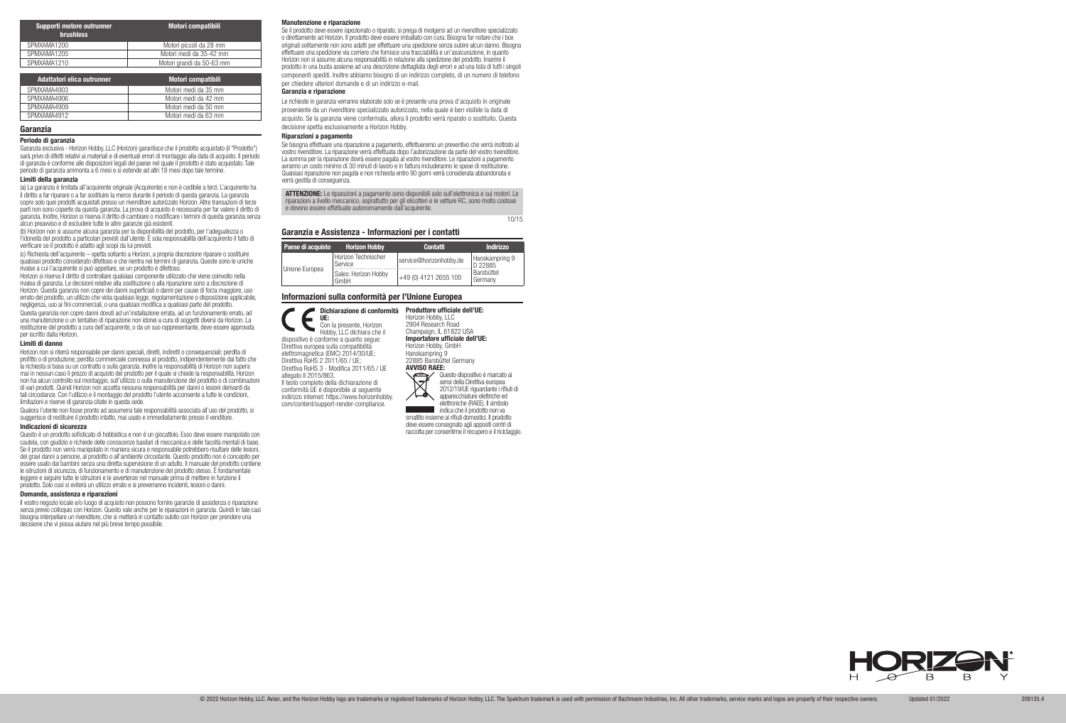| Supporti motore outrunner brushless | Motori compatibili |
| --- | --- |
| SPMXAMA1200 | Motori piccoli da 28 mm |
| SPMXAMA1205 | Motori medi da 35-42 mm |
| SPMXAMA1210 | Motori grandi da 50-63 mm |

| Adattatori elica outrunner | Motori compatibili |
| --- | --- |
| SPMXAMA4903 | Motori medi da 35 mm |
| SPMXAMA4906 | Motori medi da 42 mm |
| SPMXAMA4909 | Motori medi da 50 mm |
| SPMXAMA4912 | Motori medi da 63 mm |

## Garanzia

### Periodo di garanzia

Garanzia esclusiva - Horizon Hobby, LLC (Horizon) garantisce che il prodotto acquistato (il "Prodotto") sarà privo di difetti relativi ai materiali e di eventuali errori di montaggio alla data di acquisto. Il periodo di garanzia è conforme alle disposizioni legali del paese nel quale il prodotto è stato acquistato. Tale periodo di garanzia ammonta a 6 mesi e si estende ad altri 18 mesi dopo tale termine.

### Limiti della garanzia

(a) La garanzia è limitata all'acquirente originale (Acquirente) e non è cedibile a terzi. L'acquirente ha il diritto a far riparare o a far sostituire la merce durante il periodo di questa garanzia. La garanzia copre solo quei prodotti acquistati presso un rivenditore autorizzato Horizon. Altre transazioni di terze parti non sono coperte da questa garanzia. La prova di acquisto è necessaria per far valere il diritto di garanzia. Inoltre, Horizon si riserva il diritto di cambiare o modificare i termini di questa garanzia senza alcun preavviso e di escludere tutte le altre garanzie già esistenti.

(b) Horizon non si assume alcuna garanzia per la disponibilità del prodotto, per l'adeguatezza o l'idoneità del prodotto a particolari previsti dall'utente. È sola responsabilità dell'acquirente il fatto di verificare se il prodotto è adatto agli scopi da lui previsti.

(c) Richiesta dell'acquirente – spetta soltanto a Horizon, a propria discrezione riparare o sostituire qualsiasi prodotto considerato difettoso e che rientra nei termini di garanzia. Queste sono le uniche rivalse a cui l'acquirente si può appellare, se un prodotto è difettoso.

Horizon si riserva il diritto di controllare qualsiasi componente utilizzato che viene coinvolto nella rivalsa di garanzia. Le decisioni relative alla sostituzione o alla riparazione sono a discrezione di Horizon. Questa garanzia non copre dei danni superficiali o danni per cause di forza maggiore, uso errato del prodotto, un utilizzo che viola qualsiasi legge, regolamentazione o disposizione applicabile, negligenza, uso ai fini commerciali, o una qualsiasi modifica a qualsiasi parte del prodotto.

Questa garanzia non copre danni dovuti ad un'installazione errata, ad un funzionamento errato, ad una manutenzione o un tentativo di riparazione non idonei a cura di soggetti diversi da Horizon. La restituzione del prodotto a cura dell'acquirente, o da un suo rappresentante, deve essere approvata per iscritto dalla Horizon.

### Limiti di danno

Horizon non si riterrà responsabile per danni speciali, diretti, indiretti o consequenziali; perdita di profitto o di produzione; perdita commerciale connessa al prodotto, indipendentemente dal fatto che la richiesta si basa su un contratto o sulla garanzia. Inoltre la responsabilità di Horizon non supera mai in nessun caso il prezzo di acquisto del prodotto per il quale si chiede la responsabilità. Horizon non ha alcun controllo sul montaggio, sull'utilizzo o sulla manutenzione del prodotto o di combinazioni di vari prodotti. Quindi Horizon non accetta nessuna responsabilità per danni o lesioni derivanti da tali circostanze. Con l'utilizzo e il montaggio del prodotto l'utente acconsente a tutte le condizioni, limitazioni e riserve di garanzia citate in questa sede.

Qualora l'utente non fosse pronto ad assumersi tale responsabilità associata all'uso del prodotto, si suggerisce di restituire il prodotto intatto, mai usato e immediatamente presso il venditore.

### Indicazioni di sicurezza

Questo è un prodotto sofisticato di hobbistica e non è un giocattolo. Esso deve essere manipolato con cautela, con giudizio e richiede delle conoscenze basilari di meccanica e delle facoltà mentali di base. Se il prodotto non verrà manipolato in maniera sicura e responsabile potrebbero risultare delle lesioni, dei gravi danni a persone, al prodotto o all'ambiente circostante. Questo prodotto non è concepito per essere usato dai bambini senza una diretta supervisione di un adulto. Il manuale del prodotto contiene le istruzioni di sicurezza, di funzionamento e di manutenzione del prodotto stesso. È fondamentale leggere e seguire tutte le istruzioni e le avvertenze nel manuale prima di mettere in funzione il prodotto. Solo così si eviterà un utilizzo errato e si preverranno incidenti, lesioni o danni.

### Domande, assistenza e riparazioni

Il vostro negozio locale e/o luogo di acquisto non possono fornire garanzie di assistenza o riparazione senza previo colloquio con Horizon. Questo vale anche per le riparazioni in garanzia. Quindi in tale casi bisogna interpellare un rivenditore, che si metterà in contatto subito con Horizon per prendere una decisione che vi possa aiutare nel più breve tempo possibile.

### Manutenzione e riparazione

Se il prodotto deve essere ispezionato o riparato, si prega di rivolgersi ad un rivenditore specializzato o direttamente ad Horizon. Il prodotto deve essere imballato con cura. Bisogna far notare che i box originali solitamente non sono adatti per effettuare una spedizione senza subire alcun danno. Bisogna effettuare una spedizione via corriere che fornisce una tracciabilità e un'assicurazione, in quanto Horizon non si assume alcuna responsabilità in relazione alla spedizione del prodotto. Inserire il prodotto in una busta assieme ad una descrizione dettagliata degli errori e ad una lista di tutti i singoli componenti spediti. Inoltre abbiamo bisogno di un indirizzo completo, di un numero di telefono per chiedere ulteriori domande e di un indirizzo e-mail.

### Garanzia e riparazione

Le richieste in garanzia verranno elaborate solo se è presente una prova d'acquisto in originale proveniente da un rivenditore specializzato autorizzato, nella quale è ben visibile la data di acquisto. Se la garanzia viene confermata, allora il prodotto verrà riparato o sostituito. Questa decisione spetta esclusivamente a Horizon Hobby.

### Riparazioni a pagamento

Se bisogna effettuare una riparazione a pagamento, effettueremo un preventivo che verrà inoltrato al vostro rivenditore. La riparazione verrà effettuata dopo l'autorizzazione da parte del vostro rivenditore. La somma per la riparazione dovrà essere pagata al vostro rivenditore. Le riparazioni a pagamento avranno un costo minimo di 30 minuti di lavoro e in fattura includeranno le spese di restituzione. Qualsiasi riparazione non pagata e non richiesta entro 90 giorni verrà considerata abbandonata e verrà gestita di conseguenza.

**ATTENZIONE:** Le riparazioni a pagamento sono disponibili solo sull'elettronica e sui motori. Le riparazioni a livello meccanico, soprattutto per gli elicotteri e le vetture RC, sono molto costose e devono essere effettuate autonomamente dall'acquirente.

10/15

## Garanzia e Assistenza - Informazioni per i contatti

| Paese di acquisto | Horizon Hobby | Contatti | Indirizzo |
| --- | --- | --- | --- |
| Unione Europea | Horizon Technischer Service | service@horizonhobby.de | Hanskampring 9 D 22885 Barsbüttel Germany |
| | Sales: Horizon Hobby GmbH | +49 (0) 4121 2655 100 | |

## Informazioni sulla conformità per l'Unione Europea

**Dichiarazione di conformità UE:**
Con la presente, Horizon Hobby, LLC dichiara che il dispositivo è conforme a quanto segue: Direttiva europea sulla compatibilità elettromagnetica (EMC) 2014/30/UE; Direttiva RoHS 2 2011/65 / UE; Direttiva RoHS 3 - Modifica 2011/65 / UE allegato II 2015/863.
Il testo completo della dichiarazione di conformità UE è disponibile al seguente indirizzo internet: https://www.horizonhobby.com/content/support-render-compliance.

**Produttore ufficiale dell'UE:**
Horizon Hobby, LLC
2904 Research Road
Champaign, IL 61822 USA

**Importatore ufficiale dell'UE:**
Horizon Hobby, GmbH
Hanskampring 9
22885 Barsbüttel Germany

**AVVISO RAEE:**
Questo dispositivo è marcato ai sensi della Direttiva europea 2012/19/UE riguardante i rifiuti di apparecchiature elettriche ed elettroniche (RAEE). Il simbolo indica che il prodotto non va smaltito insieme ai rifiuti domestici. Il prodotto deve essere consegnato agli appositi centri di raccolta per consentirne il recupero e il riciclaggio.

HORIZON HOBBY

© 2022 Horizon Hobby, LLC. Avian, and the Horizon Hobby logo are trademarks or registered trademarks of Horizon Hobby, LLC. The Spektrum trademark is used with permission of Bachmann Industries, Inc. All other trademarks, service marks and logos are property of their respective owners. Updated 01/2022 209135.4